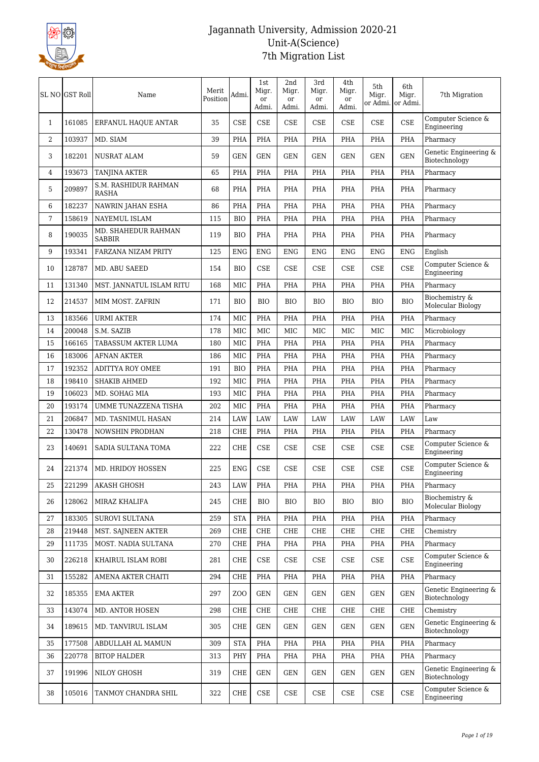# Jagannath University, Admission 2020-21
## Unit-A(Science)
## 7th Migration List

| SL NO | GST Roll | Name | Merit Position | Admi. | 1st Migr. or Admi. | 2nd Migr. or Admi. | 3rd Migr. or Admi. | 4th Migr. or Admi. | 5th Migr. or Admi. | 6th Migr. or Admi. | 7th Migration |
|---|---|---|---|---|---|---|---|---|---|---|---|
| 1 | 161085 | ERFANUL HAQUE ANTAR | 35 | CSE | CSE | CSE | CSE | CSE | CSE | CSE | Computer Science & Engineering |
| 2 | 103937 | MD. SIAM | 39 | PHA | PHA | PHA | PHA | PHA | PHA | PHA | Pharmacy |
| 3 | 182201 | NUSRAT ALAM | 59 | GEN | GEN | GEN | GEN | GEN | GEN | GEN | Genetic Engineering & Biotechnology |
| 4 | 193673 | TANJINA AKTER | 65 | PHA | PHA | PHA | PHA | PHA | PHA | PHA | Pharmacy |
| 5 | 209897 | S.M. RASHIDUR RAHMAN RASHA | 68 | PHA | PHA | PHA | PHA | PHA | PHA | PHA | Pharmacy |
| 6 | 182237 | NAWRIN JAHAN ESHA | 86 | PHA | PHA | PHA | PHA | PHA | PHA | PHA | Pharmacy |
| 7 | 158619 | NAYEMUL ISLAM | 115 | BIO | PHA | PHA | PHA | PHA | PHA | PHA | Pharmacy |
| 8 | 190035 | MD. SHAHEDUR RAHMAN SABBIR | 119 | BIO | PHA | PHA | PHA | PHA | PHA | PHA | Pharmacy |
| 9 | 193341 | FARZANA NIZAM PRITY | 125 | ENG | ENG | ENG | ENG | ENG | ENG | ENG | English |
| 10 | 128787 | MD. ABU SAEED | 154 | BIO | CSE | CSE | CSE | CSE | CSE | CSE | Computer Science & Engineering |
| 11 | 131340 | MST. JANNATUL ISLAM RITU | 168 | MIC | PHA | PHA | PHA | PHA | PHA | PHA | Pharmacy |
| 12 | 214537 | MIM MOST. ZAFRIN | 171 | BIO | BIO | BIO | BIO | BIO | BIO | BIO | Biochemistry & Molecular Biology |
| 13 | 183566 | URMI AKTER | 174 | MIC | PHA | PHA | PHA | PHA | PHA | PHA | Pharmacy |
| 14 | 200048 | S.M. SAZIB | 178 | MIC | MIC | MIC | MIC | MIC | MIC | MIC | Microbiology |
| 15 | 166165 | TABASSUM AKTER LUMA | 180 | MIC | PHA | PHA | PHA | PHA | PHA | PHA | Pharmacy |
| 16 | 183006 | AFNAN AKTER | 186 | MIC | PHA | PHA | PHA | PHA | PHA | PHA | Pharmacy |
| 17 | 192352 | ADITTYA ROY OMEE | 191 | BIO | PHA | PHA | PHA | PHA | PHA | PHA | Pharmacy |
| 18 | 198410 | SHAKIB AHMED | 192 | MIC | PHA | PHA | PHA | PHA | PHA | PHA | Pharmacy |
| 19 | 106023 | MD. SOHAG MIA | 193 | MIC | PHA | PHA | PHA | PHA | PHA | PHA | Pharmacy |
| 20 | 193174 | UMME TUNAZZENA TISHA | 202 | MIC | PHA | PHA | PHA | PHA | PHA | PHA | Pharmacy |
| 21 | 206847 | MD. TASNIMUL HASAN | 214 | LAW | LAW | LAW | LAW | LAW | LAW | LAW | Law |
| 22 | 130478 | NOWSHIN PRODHAN | 218 | CHE | PHA | PHA | PHA | PHA | PHA | PHA | Pharmacy |
| 23 | 140691 | SADIA SULTANA TOMA | 222 | CHE | CSE | CSE | CSE | CSE | CSE | CSE | Computer Science & Engineering |
| 24 | 221374 | MD. HRIDOY HOSSEN | 225 | ENG | CSE | CSE | CSE | CSE | CSE | CSE | Computer Science & Engineering |
| 25 | 221299 | AKASH GHOSH | 243 | LAW | PHA | PHA | PHA | PHA | PHA | PHA | Pharmacy |
| 26 | 128062 | MIRAZ KHALIFA | 245 | CHE | BIO | BIO | BIO | BIO | BIO | BIO | Biochemistry & Molecular Biology |
| 27 | 183305 | SUROVI SULTANA | 259 | STA | PHA | PHA | PHA | PHA | PHA | PHA | Pharmacy |
| 28 | 219448 | MST. SAJNEEN AKTER | 269 | CHE | CHE | CHE | CHE | CHE | CHE | CHE | Chemistry |
| 29 | 111735 | MOST. NADIA SULTANA | 270 | CHE | PHA | PHA | PHA | PHA | PHA | PHA | Pharmacy |
| 30 | 226218 | KHAIRUL ISLAM ROBI | 281 | CHE | CSE | CSE | CSE | CSE | CSE | CSE | Computer Science & Engineering |
| 31 | 155282 | AMENA AKTER CHAITI | 294 | CHE | PHA | PHA | PHA | PHA | PHA | PHA | Pharmacy |
| 32 | 185355 | EMA AKTER | 297 | ZOO | GEN | GEN | GEN | GEN | GEN | GEN | Genetic Engineering & Biotechnology |
| 33 | 143074 | MD. ANTOR HOSEN | 298 | CHE | CHE | CHE | CHE | CHE | CHE | CHE | Chemistry |
| 34 | 189615 | MD. TANVIRUL ISLAM | 305 | CHE | GEN | GEN | GEN | GEN | GEN | GEN | Genetic Engineering & Biotechnology |
| 35 | 177508 | ABDULLAH AL MAMUN | 309 | STA | PHA | PHA | PHA | PHA | PHA | PHA | Pharmacy |
| 36 | 220778 | BITOP HALDER | 313 | PHY | PHA | PHA | PHA | PHA | PHA | PHA | Pharmacy |
| 37 | 191996 | NILOY GHOSH | 319 | CHE | GEN | GEN | GEN | GEN | GEN | GEN | Genetic Engineering & Biotechnology |
| 38 | 105016 | TANMOY CHANDRA SHIL | 322 | CHE | CSE | CSE | CSE | CSE | CSE | CSE | Computer Science & Engineering |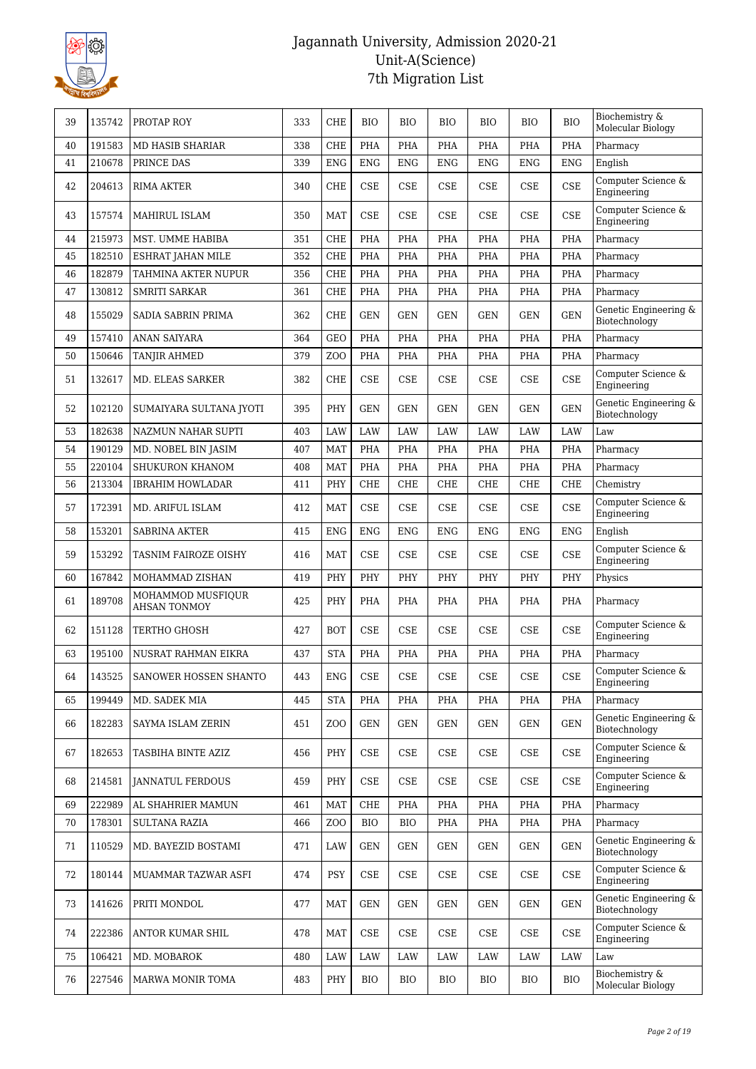# Jagannath University, Admission 2020-21
## Unit-A(Science)
### 7th Migration List

| 39 | 135742 | PROTAP ROY | 333 | CHE | BIO | BIO | BIO | BIO | BIO | BIO | Biochemistry & Molecular Biology |
|---|---|---|---|---|---|---|---|---|---|---|---|
| 40 | 191583 | MD HASIB SHARIAR | 338 | CHE | PHA | PHA | PHA | PHA | PHA | PHA | Pharmacy |
| 41 | 210678 | PRINCE DAS | 339 | ENG | ENG | ENG | ENG | ENG | ENG | ENG | English |
| 42 | 204613 | RIMA AKTER | 340 | CHE | CSE | CSE | CSE | CSE | CSE | CSE | Computer Science & Engineering |
| 43 | 157574 | MAHIRUL ISLAM | 350 | MAT | CSE | CSE | CSE | CSE | CSE | CSE | Computer Science & Engineering |
| 44 | 215973 | MST. UMME HABIBA | 351 | CHE | PHA | PHA | PHA | PHA | PHA | PHA | Pharmacy |
| 45 | 182510 | ESHRAT JAHAN MILE | 352 | CHE | PHA | PHA | PHA | PHA | PHA | PHA | Pharmacy |
| 46 | 182879 | TAHMINA AKTER NUPUR | 356 | CHE | PHA | PHA | PHA | PHA | PHA | PHA | Pharmacy |
| 47 | 130812 | SMRITI SARKAR | 361 | CHE | PHA | PHA | PHA | PHA | PHA | PHA | Pharmacy |
| 48 | 155029 | SADIA SABRIN PRIMA | 362 | CHE | GEN | GEN | GEN | GEN | GEN | GEN | Genetic Engineering & Biotechnology |
| 49 | 157410 | ANAN SAIYARA | 364 | GEO | PHA | PHA | PHA | PHA | PHA | PHA | Pharmacy |
| 50 | 150646 | TANJIR AHMED | 379 | ZOO | PHA | PHA | PHA | PHA | PHA | PHA | Pharmacy |
| 51 | 132617 | MD. ELEAS SARKER | 382 | CHE | CSE | CSE | CSE | CSE | CSE | CSE | Computer Science & Engineering |
| 52 | 102120 | SUMAIYARA SULTANA JYOTI | 395 | PHY | GEN | GEN | GEN | GEN | GEN | GEN | Genetic Engineering & Biotechnology |
| 53 | 182638 | NAZMUN NAHAR SUPTI | 403 | LAW | LAW | LAW | LAW | LAW | LAW | LAW | Law |
| 54 | 190129 | MD. NOBEL BIN JASIM | 407 | MAT | PHA | PHA | PHA | PHA | PHA | PHA | Pharmacy |
| 55 | 220104 | SHUKURON KHANOM | 408 | MAT | PHA | PHA | PHA | PHA | PHA | PHA | Pharmacy |
| 56 | 213304 | IBRAHIM HOWLADAR | 411 | PHY | CHE | CHE | CHE | CHE | CHE | CHE | Chemistry |
| 57 | 172391 | MD. ARIFUL ISLAM | 412 | MAT | CSE | CSE | CSE | CSE | CSE | CSE | Computer Science & Engineering |
| 58 | 153201 | SABRINA AKTER | 415 | ENG | ENG | ENG | ENG | ENG | ENG | ENG | English |
| 59 | 153292 | TASNIM FAIROZE OISHY | 416 | MAT | CSE | CSE | CSE | CSE | CSE | CSE | Computer Science & Engineering |
| 60 | 167842 | MOHAMMAD ZISHAN | 419 | PHY | PHY | PHY | PHY | PHY | PHY | PHY | Physics |
| 61 | 189708 | MOHAMMOD MUSFIQUR AHSAN TONMOY | 425 | PHY | PHA | PHA | PHA | PHA | PHA | PHA | Pharmacy |
| 62 | 151128 | TERTHO GHOSH | 427 | BOT | CSE | CSE | CSE | CSE | CSE | CSE | Computer Science & Engineering |
| 63 | 195100 | NUSRAT RAHMAN EIKRA | 437 | STA | PHA | PHA | PHA | PHA | PHA | PHA | Pharmacy |
| 64 | 143525 | SANOWER HOSSEN SHANTO | 443 | ENG | CSE | CSE | CSE | CSE | CSE | CSE | Computer Science & Engineering |
| 65 | 199449 | MD. SADEK MIA | 445 | STA | PHA | PHA | PHA | PHA | PHA | PHA | Pharmacy |
| 66 | 182283 | SAYMA ISLAM ZERIN | 451 | ZOO | GEN | GEN | GEN | GEN | GEN | GEN | Genetic Engineering & Biotechnology |
| 67 | 182653 | TASBIHA BINTE AZIZ | 456 | PHY | CSE | CSE | CSE | CSE | CSE | CSE | Computer Science & Engineering |
| 68 | 214581 | JANNATUL FERDOUS | 459 | PHY | CSE | CSE | CSE | CSE | CSE | CSE | Computer Science & Engineering |
| 69 | 222989 | AL SHAHRIER MAMUN | 461 | MAT | CHE | PHA | PHA | PHA | PHA | PHA | Pharmacy |
| 70 | 178301 | SULTANA RAZIA | 466 | ZOO | BIO | BIO | PHA | PHA | PHA | PHA | Pharmacy |
| 71 | 110529 | MD. BAYEZID BOSTAMI | 471 | LAW | GEN | GEN | GEN | GEN | GEN | GEN | Genetic Engineering & Biotechnology |
| 72 | 180144 | MUAMMAR TAZWAR ASFI | 474 | PSY | CSE | CSE | CSE | CSE | CSE | CSE | Computer Science & Engineering |
| 73 | 141626 | PRITI MONDOL | 477 | MAT | GEN | GEN | GEN | GEN | GEN | GEN | Genetic Engineering & Biotechnology |
| 74 | 222386 | ANTOR KUMAR SHIL | 478 | MAT | CSE | CSE | CSE | CSE | CSE | CSE | Computer Science & Engineering |
| 75 | 106421 | MD. MOBAROK | 480 | LAW | LAW | LAW | LAW | LAW | LAW | LAW | Law |
| 76 | 227546 | MARWA MONIR TOMA | 483 | PHY | BIO | BIO | BIO | BIO | BIO | BIO | Biochemistry & Molecular Biology |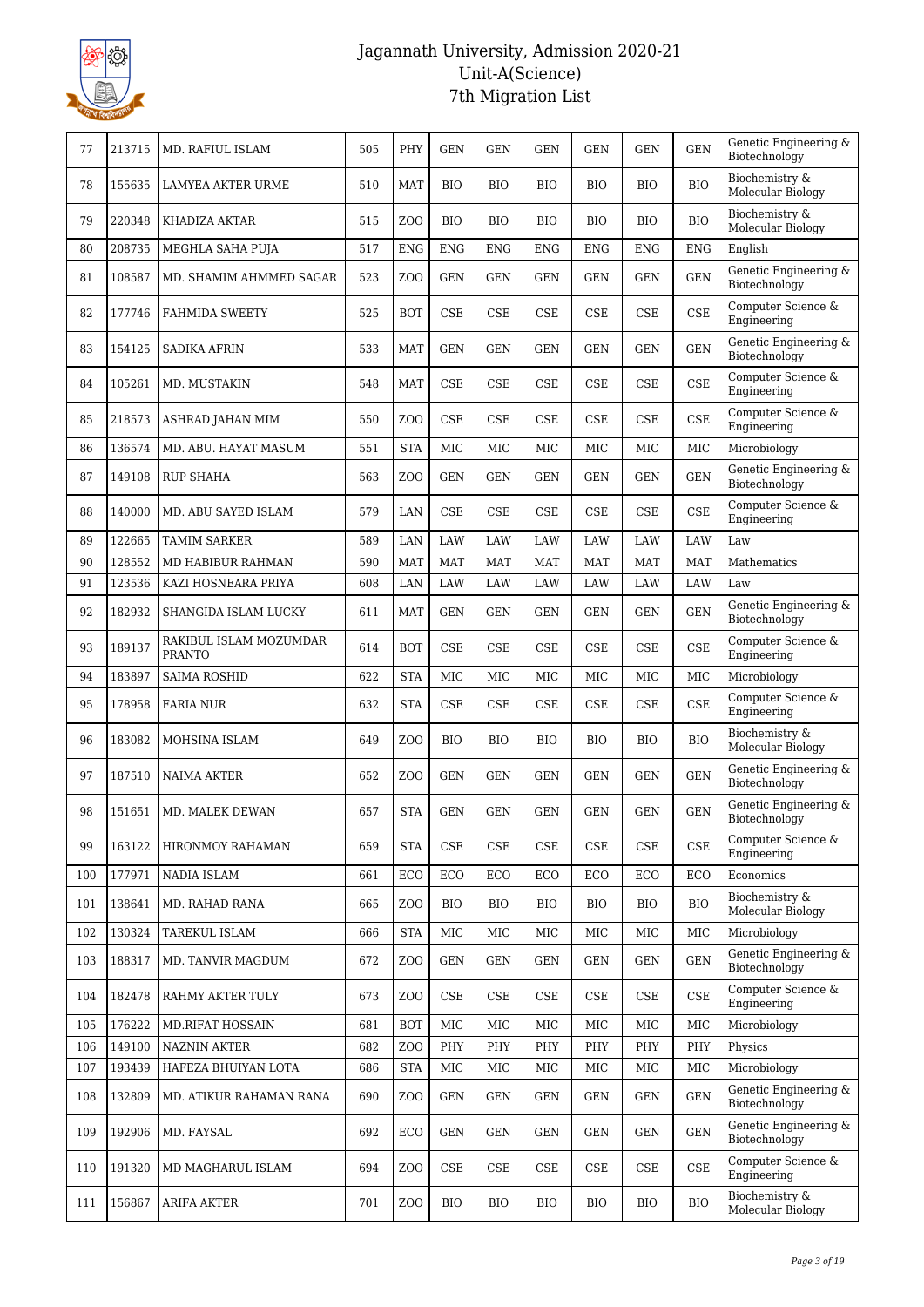# Jagannath University, Admission 2020-21
## Unit-A(Science)
## 7th Migration List

| | | | | | | | | | | | |
|---|---|---|---|---|---|---|---|---|---|---|---|
| 77 | 213715 | MD. RAFIUL ISLAM | 505 | PHY | GEN | GEN | GEN | GEN | GEN | GEN | Genetic Engineering & Biotechnology |
| 78 | 155635 | LAMYEA AKTER URME | 510 | MAT | BIO | BIO | BIO | BIO | BIO | BIO | Biochemistry & Molecular Biology |
| 79 | 220348 | KHADIZA AKTAR | 515 | ZOO | BIO | BIO | BIO | BIO | BIO | BIO | Biochemistry & Molecular Biology |
| 80 | 208735 | MEGHLA SAHA PUJA | 517 | ENG | ENG | ENG | ENG | ENG | ENG | ENG | English |
| 81 | 108587 | MD. SHAMIM AHMMED SAGAR | 523 | ZOO | GEN | GEN | GEN | GEN | GEN | GEN | Genetic Engineering & Biotechnology |
| 82 | 177746 | FAHMIDA SWEETY | 525 | BOT | CSE | CSE | CSE | CSE | CSE | CSE | Computer Science & Engineering |
| 83 | 154125 | SADIKA AFRIN | 533 | MAT | GEN | GEN | GEN | GEN | GEN | GEN | Genetic Engineering & Biotechnology |
| 84 | 105261 | MD. MUSTAKIN | 548 | MAT | CSE | CSE | CSE | CSE | CSE | CSE | Computer Science & Engineering |
| 85 | 218573 | ASHRAD JAHAN MIM | 550 | ZOO | CSE | CSE | CSE | CSE | CSE | CSE | Computer Science & Engineering |
| 86 | 136574 | MD. ABU. HAYAT MASUM | 551 | STA | MIC | MIC | MIC | MIC | MIC | MIC | Microbiology |
| 87 | 149108 | RUP SHAHA | 563 | ZOO | GEN | GEN | GEN | GEN | GEN | GEN | Genetic Engineering & Biotechnology |
| 88 | 140000 | MD. ABU SAYED ISLAM | 579 | LAN | CSE | CSE | CSE | CSE | CSE | CSE | Computer Science & Engineering |
| 89 | 122665 | TAMIM SARKER | 589 | LAN | LAW | LAW | LAW | LAW | LAW | LAW | Law |
| 90 | 128552 | MD HABIBUR RAHMAN | 590 | MAT | MAT | MAT | MAT | MAT | MAT | MAT | Mathematics |
| 91 | 123536 | KAZI HOSNEARA PRIYA | 608 | LAN | LAW | LAW | LAW | LAW | LAW | LAW | Law |
| 92 | 182932 | SHANGIDA ISLAM LUCKY | 611 | MAT | GEN | GEN | GEN | GEN | GEN | GEN | Genetic Engineering & Biotechnology |
| 93 | 189137 | RAKIBUL ISLAM MOZUMDAR PRANTO | 614 | BOT | CSE | CSE | CSE | CSE | CSE | CSE | Computer Science & Engineering |
| 94 | 183897 | SAIMA ROSHID | 622 | STA | MIC | MIC | MIC | MIC | MIC | MIC | Microbiology |
| 95 | 178958 | FARIA NUR | 632 | STA | CSE | CSE | CSE | CSE | CSE | CSE | Computer Science & Engineering |
| 96 | 183082 | MOHSINA ISLAM | 649 | ZOO | BIO | BIO | BIO | BIO | BIO | BIO | Biochemistry & Molecular Biology |
| 97 | 187510 | NAIMA AKTER | 652 | ZOO | GEN | GEN | GEN | GEN | GEN | GEN | Genetic Engineering & Biotechnology |
| 98 | 151651 | MD. MALEK DEWAN | 657 | STA | GEN | GEN | GEN | GEN | GEN | GEN | Genetic Engineering & Biotechnology |
| 99 | 163122 | HIRONMOY RAHAMAN | 659 | STA | CSE | CSE | CSE | CSE | CSE | CSE | Computer Science & Engineering |
| 100 | 177971 | NADIA ISLAM | 661 | ECO | ECO | ECO | ECO | ECO | ECO | ECO | Economics |
| 101 | 138641 | MD. RAHAD RANA | 665 | ZOO | BIO | BIO | BIO | BIO | BIO | BIO | Biochemistry & Molecular Biology |
| 102 | 130324 | TAREKUL ISLAM | 666 | STA | MIC | MIC | MIC | MIC | MIC | MIC | Microbiology |
| 103 | 188317 | MD. TANVIR MAGDUM | 672 | ZOO | GEN | GEN | GEN | GEN | GEN | GEN | Genetic Engineering & Biotechnology |
| 104 | 182478 | RAHMY AKTER TULY | 673 | ZOO | CSE | CSE | CSE | CSE | CSE | CSE | Computer Science & Engineering |
| 105 | 176222 | MD.RIFAT HOSSAIN | 681 | BOT | MIC | MIC | MIC | MIC | MIC | MIC | Microbiology |
| 106 | 149100 | NAZNIN AKTER | 682 | ZOO | PHY | PHY | PHY | PHY | PHY | PHY | Physics |
| 107 | 193439 | HAFEZA BHUIYAN LOTA | 686 | STA | MIC | MIC | MIC | MIC | MIC | MIC | Microbiology |
| 108 | 132809 | MD. ATIKUR RAHAMAN RANA | 690 | ZOO | GEN | GEN | GEN | GEN | GEN | GEN | Genetic Engineering & Biotechnology |
| 109 | 192906 | MD. FAYSAL | 692 | ECO | GEN | GEN | GEN | GEN | GEN | GEN | Genetic Engineering & Biotechnology |
| 110 | 191320 | MD MAGHARUL ISLAM | 694 | ZOO | CSE | CSE | CSE | CSE | CSE | CSE | Computer Science & Engineering |
| 111 | 156867 | ARIFA AKTER | 701 | ZOO | BIO | BIO | BIO | BIO | BIO | BIO | Biochemistry & Molecular Biology |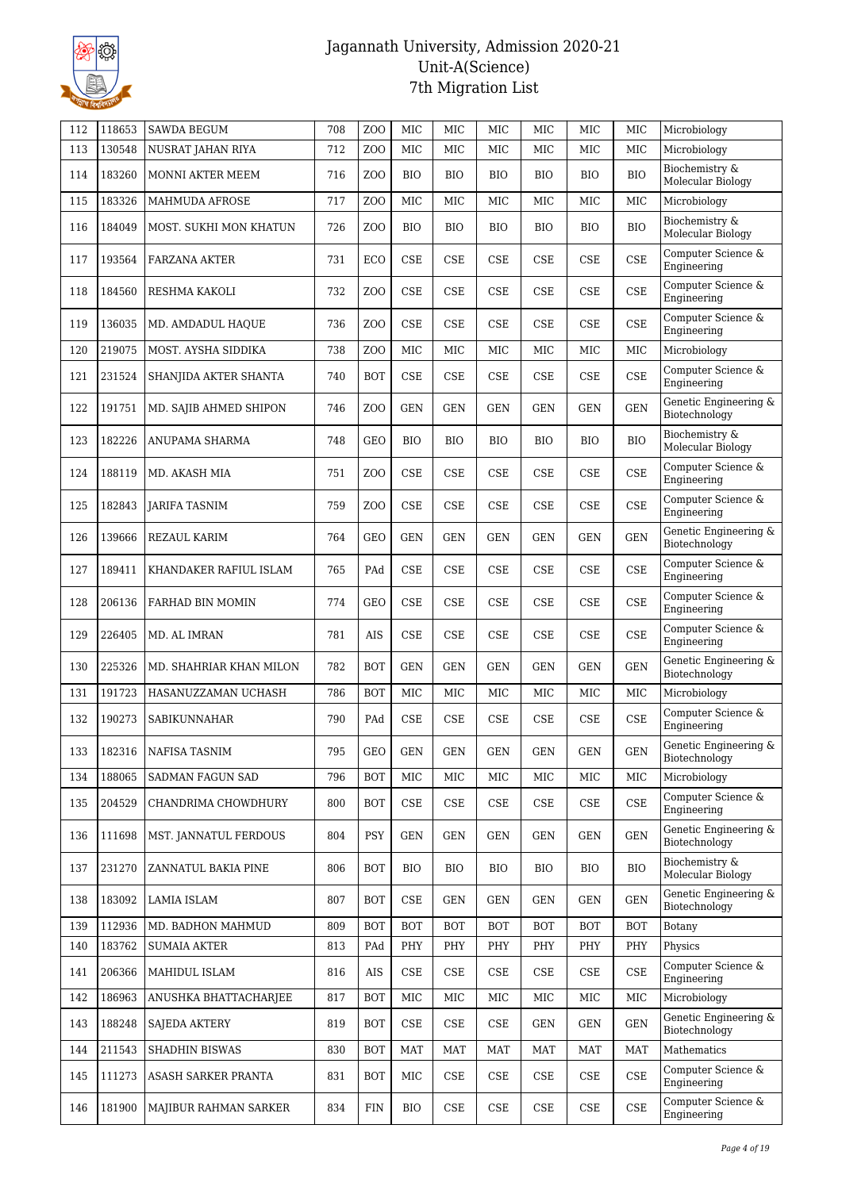# Jagannath University, Admission 2020-21
## Unit-A(Science)
## 7th Migration List

| | | | | | | | | | | | |
|---|---|---|---|---|---|---|---|---|---|---|---|
| 112 | 118653 | SAWDA BEGUM | 708 | ZOO | MIC | MIC | MIC | MIC | MIC | MIC | Microbiology |
| 113 | 130548 | NUSRAT JAHAN RIYA | 712 | ZOO | MIC | MIC | MIC | MIC | MIC | MIC | Microbiology |
| 114 | 183260 | MONNI AKTER MEEM | 716 | ZOO | BIO | BIO | BIO | BIO | BIO | BIO | Biochemistry & Molecular Biology |
| 115 | 183326 | MAHMUDA AFROSE | 717 | ZOO | MIC | MIC | MIC | MIC | MIC | MIC | Microbiology |
| 116 | 184049 | MOST. SUKHI MON KHATUN | 726 | ZOO | BIO | BIO | BIO | BIO | BIO | BIO | Biochemistry & Molecular Biology |
| 117 | 193564 | FARZANA AKTER | 731 | ECO | CSE | CSE | CSE | CSE | CSE | CSE | Computer Science & Engineering |
| 118 | 184560 | RESHMA KAKOLI | 732 | ZOO | CSE | CSE | CSE | CSE | CSE | CSE | Computer Science & Engineering |
| 119 | 136035 | MD. AMDADUL HAQUE | 736 | ZOO | CSE | CSE | CSE | CSE | CSE | CSE | Computer Science & Engineering |
| 120 | 219075 | MOST. AYSHA SIDDIKA | 738 | ZOO | MIC | MIC | MIC | MIC | MIC | MIC | Microbiology |
| 121 | 231524 | SHANJIDA AKTER SHANTA | 740 | BOT | CSE | CSE | CSE | CSE | CSE | CSE | Computer Science & Engineering |
| 122 | 191751 | MD. SAJIB AHMED SHIPON | 746 | ZOO | GEN | GEN | GEN | GEN | GEN | GEN | Genetic Engineering & Biotechnology |
| 123 | 182226 | ANUPAMA SHARMA | 748 | GEO | BIO | BIO | BIO | BIO | BIO | BIO | Biochemistry & Molecular Biology |
| 124 | 188119 | MD. AKASH MIA | 751 | ZOO | CSE | CSE | CSE | CSE | CSE | CSE | Computer Science & Engineering |
| 125 | 182843 | JARIFA TASNIM | 759 | ZOO | CSE | CSE | CSE | CSE | CSE | CSE | Computer Science & Engineering |
| 126 | 139666 | REZAUL KARIM | 764 | GEO | GEN | GEN | GEN | GEN | GEN | GEN | Genetic Engineering & Biotechnology |
| 127 | 189411 | KHANDAKER RAFIUL ISLAM | 765 | PAd | CSE | CSE | CSE | CSE | CSE | CSE | Computer Science & Engineering |
| 128 | 206136 | FARHAD BIN MOMIN | 774 | GEO | CSE | CSE | CSE | CSE | CSE | CSE | Computer Science & Engineering |
| 129 | 226405 | MD. AL IMRAN | 781 | AIS | CSE | CSE | CSE | CSE | CSE | CSE | Computer Science & Engineering |
| 130 | 225326 | MD. SHAHRIAR KHAN MILON | 782 | BOT | GEN | GEN | GEN | GEN | GEN | GEN | Genetic Engineering & Biotechnology |
| 131 | 191723 | HASANUZZAMAN UCHASH | 786 | BOT | MIC | MIC | MIC | MIC | MIC | MIC | Microbiology |
| 132 | 190273 | SABIKUNNAHAR | 790 | PAd | CSE | CSE | CSE | CSE | CSE | CSE | Computer Science & Engineering |
| 133 | 182316 | NAFISA TASNIM | 795 | GEO | GEN | GEN | GEN | GEN | GEN | GEN | Genetic Engineering & Biotechnology |
| 134 | 188065 | SADMAN FAGUN SAD | 796 | BOT | MIC | MIC | MIC | MIC | MIC | MIC | Microbiology |
| 135 | 204529 | CHANDRIMA CHOWDHURY | 800 | BOT | CSE | CSE | CSE | CSE | CSE | CSE | Computer Science & Engineering |
| 136 | 111698 | MST. JANNATUL FERDOUS | 804 | PSY | GEN | GEN | GEN | GEN | GEN | GEN | Genetic Engineering & Biotechnology |
| 137 | 231270 | ZANNATUL BAKIA PINE | 806 | BOT | BIO | BIO | BIO | BIO | BIO | BIO | Biochemistry & Molecular Biology |
| 138 | 183092 | LAMIA ISLAM | 807 | BOT | CSE | GEN | GEN | GEN | GEN | GEN | Genetic Engineering & Biotechnology |
| 139 | 112936 | MD. BADHON MAHMUD | 809 | BOT | BOT | BOT | BOT | BOT | BOT | BOT | Botany |
| 140 | 183762 | SUMAIA AKTER | 813 | PAd | PHY | PHY | PHY | PHY | PHY | PHY | Physics |
| 141 | 206366 | MAHIDUL ISLAM | 816 | AIS | CSE | CSE | CSE | CSE | CSE | CSE | Computer Science & Engineering |
| 142 | 186963 | ANUSHKA BHATTACHARJEE | 817 | BOT | MIC | MIC | MIC | MIC | MIC | MIC | Microbiology |
| 143 | 188248 | SAJEDA AKTERY | 819 | BOT | CSE | CSE | CSE | GEN | GEN | GEN | Genetic Engineering & Biotechnology |
| 144 | 211543 | SHADHIN BISWAS | 830 | BOT | MAT | MAT | MAT | MAT | MAT | MAT | Mathematics |
| 145 | 111273 | ASASH SARKER PRANTA | 831 | BOT | MIC | CSE | CSE | CSE | CSE | CSE | Computer Science & Engineering |
| 146 | 181900 | MAJIBUR RAHMAN SARKER | 834 | FIN | BIO | CSE | CSE | CSE | CSE | CSE | Computer Science & Engineering |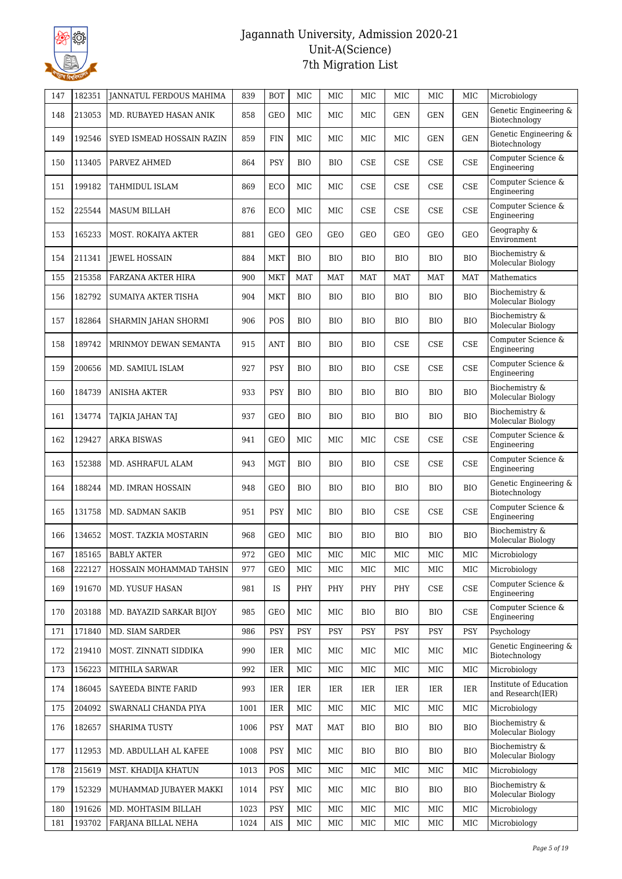# Jagannath University, Admission 2020-21
## Unit-A(Science)
## 7th Migration List

| | | | | | | | | | | | |
|---|---|---|---|---|---|---|---|---|---|---|---|
| 147 | 182351 | JANNATUL FERDOUS MAHIMA | 839 | BOT | MIC | MIC | MIC | MIC | MIC | MIC | Microbiology |
| 148 | 213053 | MD. RUBAYED HASAN ANIK | 858 | GEO | MIC | MIC | MIC | GEN | GEN | GEN | Genetic Engineering & Biotechnology |
| 149 | 192546 | SYED ISMEAD HOSSAIN RAZIN | 859 | FIN | MIC | MIC | MIC | MIC | GEN | GEN | Genetic Engineering & Biotechnology |
| 150 | 113405 | PARVEZ AHMED | 864 | PSY | BIO | BIO | CSE | CSE | CSE | CSE | Computer Science & Engineering |
| 151 | 199182 | TAHMIDUL ISLAM | 869 | ECO | MIC | MIC | CSE | CSE | CSE | CSE | Computer Science & Engineering |
| 152 | 225544 | MASUM BILLAH | 876 | ECO | MIC | MIC | CSE | CSE | CSE | CSE | Computer Science & Engineering |
| 153 | 165233 | MOST. ROKAIYA AKTER | 881 | GEO | GEO | GEO | GEO | GEO | GEO | GEO | Geography & Environment |
| 154 | 211341 | JEWEL HOSSAIN | 884 | MKT | BIO | BIO | BIO | BIO | BIO | BIO | Biochemistry & Molecular Biology |
| 155 | 215358 | FARZANA AKTER HIRA | 900 | MKT | MAT | MAT | MAT | MAT | MAT | MAT | Mathematics |
| 156 | 182792 | SUMAIYA AKTER TISHA | 904 | MKT | BIO | BIO | BIO | BIO | BIO | BIO | Biochemistry & Molecular Biology |
| 157 | 182864 | SHARMIN JAHAN SHORMI | 906 | POS | BIO | BIO | BIO | BIO | BIO | BIO | Biochemistry & Molecular Biology |
| 158 | 189742 | MRINMOY DEWAN SEMANTA | 915 | ANT | BIO | BIO | BIO | CSE | CSE | CSE | Computer Science & Engineering |
| 159 | 200656 | MD. SAMIUL ISLAM | 927 | PSY | BIO | BIO | BIO | CSE | CSE | CSE | Computer Science & Engineering |
| 160 | 184739 | ANISHA AKTER | 933 | PSY | BIO | BIO | BIO | BIO | BIO | BIO | Biochemistry & Molecular Biology |
| 161 | 134774 | TAJKIA JAHAN TAJ | 937 | GEO | BIO | BIO | BIO | BIO | BIO | BIO | Biochemistry & Molecular Biology |
| 162 | 129427 | ARKA BISWAS | 941 | GEO | MIC | MIC | MIC | CSE | CSE | CSE | Computer Science & Engineering |
| 163 | 152388 | MD. ASHRAFUL ALAM | 943 | MGT | BIO | BIO | BIO | CSE | CSE | CSE | Computer Science & Engineering |
| 164 | 188244 | MD. IMRAN HOSSAIN | 948 | GEO | BIO | BIO | BIO | BIO | BIO | BIO | Genetic Engineering & Biotechnology |
| 165 | 131758 | MD. SADMAN SAKIB | 951 | PSY | MIC | BIO | BIO | CSE | CSE | CSE | Computer Science & Engineering |
| 166 | 134652 | MOST. TAZKIA MOSTARIN | 968 | GEO | MIC | BIO | BIO | BIO | BIO | BIO | Biochemistry & Molecular Biology |
| 167 | 185165 | BABLY AKTER | 972 | GEO | MIC | MIC | MIC | MIC | MIC | MIC | Microbiology |
| 168 | 222127 | HOSSAIN MOHAMMAD TAHSIN | 977 | GEO | MIC | MIC | MIC | MIC | MIC | MIC | Microbiology |
| 169 | 191670 | MD. YUSUF HASAN | 981 | IS | PHY | PHY | PHY | PHY | CSE | CSE | Computer Science & Engineering |
| 170 | 203188 | MD. BAYAZID SARKAR BIJOY | 985 | GEO | MIC | MIC | BIO | BIO | BIO | CSE | Computer Science & Engineering |
| 171 | 171840 | MD. SIAM SARDER | 986 | PSY | PSY | PSY | PSY | PSY | PSY | PSY | Psychology |
| 172 | 219410 | MOST. ZINNATI SIDDIKA | 990 | IER | MIC | MIC | MIC | MIC | MIC | MIC | Genetic Engineering & Biotechnology |
| 173 | 156223 | MITHILA SARWAR | 992 | IER | MIC | MIC | MIC | MIC | MIC | MIC | Microbiology |
| 174 | 186045 | SAYEEDA BINTE FARID | 993 | IER | IER | IER | IER | IER | IER | IER | Institute of Education and Research(IER) |
| 175 | 204092 | SWARNALI CHANDA PIYA | 1001 | IER | MIC | MIC | MIC | MIC | MIC | MIC | Microbiology |
| 176 | 182657 | SHARIMA TUSTY | 1006 | PSY | MAT | MAT | BIO | BIO | BIO | BIO | Biochemistry & Molecular Biology |
| 177 | 112953 | MD. ABDULLAH AL KAFEE | 1008 | PSY | MIC | MIC | BIO | BIO | BIO | BIO | Biochemistry & Molecular Biology |
| 178 | 215619 | MST. KHADIJA KHATUN | 1013 | POS | MIC | MIC | MIC | MIC | MIC | MIC | Microbiology |
| 179 | 152329 | MUHAMMAD JUBAYER MAKKI | 1014 | PSY | MIC | MIC | MIC | BIO | BIO | BIO | Biochemistry & Molecular Biology |
| 180 | 191626 | MD. MOHTASIM BILLAH | 1023 | PSY | MIC | MIC | MIC | MIC | MIC | MIC | Microbiology |
| 181 | 193702 | FARJANA BILLAL NEHA | 1024 | AIS | MIC | MIC | MIC | MIC | MIC | MIC | Microbiology |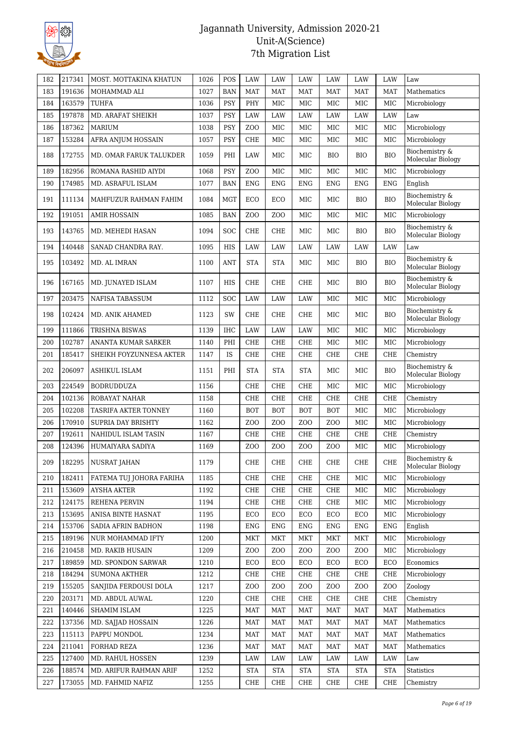# Jagannath University, Admission 2020-21
## Unit-A(Science)
## 7th Migration List

| 182 | 217341 | MOST. MOTTAKINA KHATUN | 1026 | POS | LAW | LAW | LAW | LAW | LAW | LAW | Law |
|---|---|---|---|---|---|---|---|---|---|---|---|
| 183 | 191636 | MOHAMMAD ALI | 1027 | BAN | MAT | MAT | MAT | MAT | MAT | MAT | Mathematics |
| 184 | 163579 | TUHFA | 1036 | PSY | PHY | MIC | MIC | MIC | MIC | MIC | Microbiology |
| 185 | 197878 | MD. ARAFAT SHEIKH | 1037 | PSY | LAW | LAW | LAW | LAW | LAW | LAW | Law |
| 186 | 187362 | MARIUM | 1038 | PSY | ZOO | MIC | MIC | MIC | MIC | MIC | Microbiology |
| 187 | 153284 | AFRA ANJUM HOSSAIN | 1057 | PSY | CHE | MIC | MIC | MIC | MIC | MIC | Microbiology |
| 188 | 172755 | MD. OMAR FARUK TALUKDER | 1059 | PHI | LAW | MIC | MIC | BIO | BIO | BIO | Biochemistry & Molecular Biology |
| 189 | 182956 | ROMANA RASHID AIYDI | 1068 | PSY | ZOO | MIC | MIC | MIC | MIC | MIC | Microbiology |
| 190 | 174985 | MD. ASRAFUL ISLAM | 1077 | BAN | ENG | ENG | ENG | ENG | ENG | ENG | English |
| 191 | 111134 | MAHFUZUR RAHMAN FAHIM | 1084 | MGT | ECO | ECO | MIC | MIC | BIO | BIO | Biochemistry & Molecular Biology |
| 192 | 191051 | AMIR HOSSAIN | 1085 | BAN | ZOO | ZOO | MIC | MIC | MIC | MIC | Microbiology |
| 193 | 143765 | MD. MEHEDI HASAN | 1094 | SOC | CHE | CHE | MIC | MIC | BIO | BIO | Biochemistry & Molecular Biology |
| 194 | 140448 | SANAD CHANDRA RAY. | 1095 | HIS | LAW | LAW | LAW | LAW | LAW | LAW | Law |
| 195 | 103492 | MD. AL IMRAN | 1100 | ANT | STA | STA | MIC | MIC | BIO | BIO | Biochemistry & Molecular Biology |
| 196 | 167165 | MD. JUNAYED ISLAM | 1107 | HIS | CHE | CHE | CHE | MIC | BIO | BIO | Biochemistry & Molecular Biology |
| 197 | 203475 | NAFISA TABASSUM | 1112 | SOC | LAW | LAW | LAW | MIC | MIC | MIC | Microbiology |
| 198 | 102424 | MD. ANIK AHAMED | 1123 | SW | CHE | CHE | CHE | MIC | MIC | BIO | Biochemistry & Molecular Biology |
| 199 | 111866 | TRISHNA BISWAS | 1139 | IHC | LAW | LAW | LAW | MIC | MIC | MIC | Microbiology |
| 200 | 102787 | ANANTA KUMAR SARKER | 1140 | PHI | CHE | CHE | CHE | MIC | MIC | MIC | Microbiology |
| 201 | 185417 | SHEIKH FOYZUNNESA AKTER | 1147 | IS | CHE | CHE | CHE | CHE | CHE | CHE | Chemistry |
| 202 | 206097 | ASHIKUL ISLAM | 1151 | PHI | STA | STA | STA | MIC | MIC | BIO | Biochemistry & Molecular Biology |
| 203 | 224549 | BODRUDDUZA | 1156 | | CHE | CHE | CHE | MIC | MIC | MIC | Microbiology |
| 204 | 102136 | ROBAYAT NAHAR | 1158 | | CHE | CHE | CHE | CHE | CHE | CHE | Chemistry |
| 205 | 102208 | TASRIFA AKTER TONNEY | 1160 | | BOT | BOT | BOT | BOT | MIC | MIC | Microbiology |
| 206 | 170910 | SUPRIA DAY BRISHTY | 1162 | | ZOO | ZOO | ZOO | ZOO | MIC | MIC | Microbiology |
| 207 | 192611 | NAHIDUL ISLAM TASIN | 1167 | | CHE | CHE | CHE | CHE | CHE | CHE | Chemistry |
| 208 | 124396 | HUMAIYARA SADIYA | 1169 | | ZOO | ZOO | ZOO | ZOO | MIC | MIC | Microbiology |
| 209 | 182295 | NUSRAT JAHAN | 1179 | | CHE | CHE | CHE | CHE | CHE | CHE | Biochemistry & Molecular Biology |
| 210 | 182411 | FATEMA TUJ JOHORA FARIHA | 1185 | | CHE | CHE | CHE | CHE | MIC | MIC | Microbiology |
| 211 | 153609 | AYSHA AKTER | 1192 | | CHE | CHE | CHE | CHE | MIC | MIC | Microbiology |
| 212 | 124175 | REHENA PERVIN | 1194 | | CHE | CHE | CHE | CHE | MIC | MIC | Microbiology |
| 213 | 153695 | ANISA BINTE HASNAT | 1195 | | ECO | ECO | ECO | ECO | ECO | MIC | Microbiology |
| 214 | 153706 | SADIA AFRIN BADHON | 1198 | | ENG | ENG | ENG | ENG | ENG | ENG | English |
| 215 | 189196 | NUR MOHAMMAD IFTY | 1200 | | MKT | MKT | MKT | MKT | MKT | MIC | Microbiology |
| 216 | 210458 | MD. RAKIB HUSAIN | 1209 | | ZOO | ZOO | ZOO | ZOO | ZOO | MIC | Microbiology |
| 217 | 189859 | MD. SPONDON SARWAR | 1210 | | ECO | ECO | ECO | ECO | ECO | ECO | Economics |
| 218 | 184294 | SUMONA AKTHER | 1212 | | CHE | CHE | CHE | CHE | CHE | CHE | Microbiology |
| 219 | 155205 | SANJIDA FERDOUSI DOLA | 1217 | | ZOO | ZOO | ZOO | ZOO | ZOO | ZOO | Zoology |
| 220 | 203171 | MD. ABDUL AUWAL | 1220 | | CHE | CHE | CHE | CHE | CHE | CHE | Chemistry |
| 221 | 140446 | SHAMIM ISLAM | 1225 | | MAT | MAT | MAT | MAT | MAT | MAT | Mathematics |
| 222 | 137356 | MD. SAJJAD HOSSAIN | 1226 | | MAT | MAT | MAT | MAT | MAT | MAT | Mathematics |
| 223 | 115113 | PAPPU MONDOL | 1234 | | MAT | MAT | MAT | MAT | MAT | MAT | Mathematics |
| 224 | 211041 | FORHAD REZA | 1236 | | MAT | MAT | MAT | MAT | MAT | MAT | Mathematics |
| 225 | 127400 | MD. RAHUL HOSSEN | 1239 | | LAW | LAW | LAW | LAW | LAW | LAW | Law |
| 226 | 188574 | MD. ARIFUR RAHMAN ARIF | 1252 | | STA | STA | STA | STA | STA | STA | Statistics |
| 227 | 173055 | MD. FAHMID NAFIZ | 1255 | | CHE | CHE | CHE | CHE | CHE | CHE | Chemistry |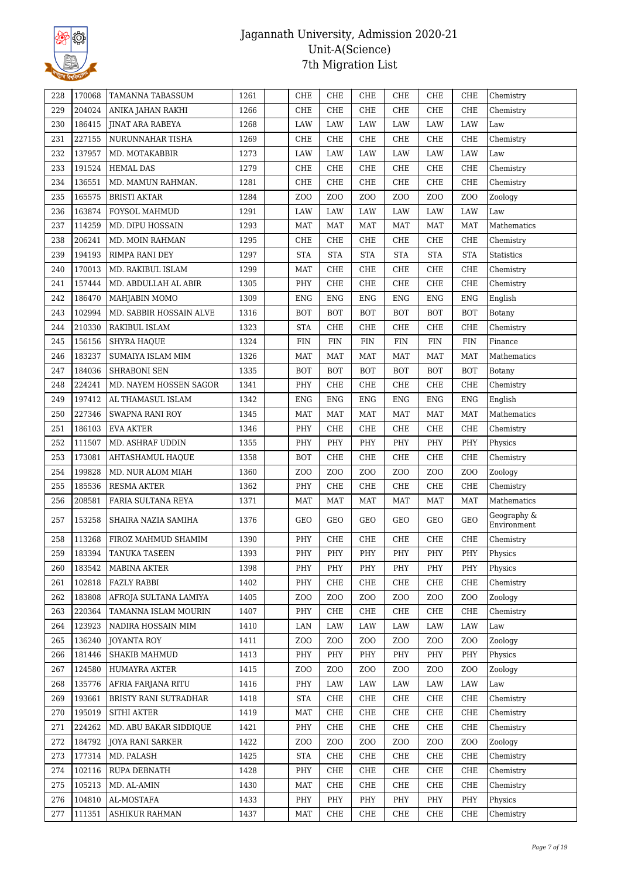# Jagannath University, Admission 2020-21
## Unit-A(Science)
## 7th Migration List

| | | | | | | | | | | | |
|---|---|---|---|---|---|---|---|---|---|---|---|
| 228 | 170068 | TAMANNA TABASSUM | 1261 | | CHE | CHE | CHE | CHE | CHE | CHE | Chemistry |
| 229 | 204024 | ANIKA JAHAN RAKHI | 1266 | | CHE | CHE | CHE | CHE | CHE | CHE | Chemistry |
| 230 | 186415 | JINAT ARA RABEYA | 1268 | | LAW | LAW | LAW | LAW | LAW | LAW | Law |
| 231 | 227155 | NURUNNAHAR TISHA | 1269 | | CHE | CHE | CHE | CHE | CHE | CHE | Chemistry |
| 232 | 137957 | MD. MOTAKABBIR | 1273 | | LAW | LAW | LAW | LAW | LAW | LAW | Law |
| 233 | 191524 | HEMAL DAS | 1279 | | CHE | CHE | CHE | CHE | CHE | CHE | Chemistry |
| 234 | 136551 | MD. MAMUN RAHMAN. | 1281 | | CHE | CHE | CHE | CHE | CHE | CHE | Chemistry |
| 235 | 165575 | BRISTI AKTAR | 1284 | | ZOO | ZOO | ZOO | ZOO | ZOO | ZOO | Zoology |
| 236 | 163874 | FOYSOL MAHMUD | 1291 | | LAW | LAW | LAW | LAW | LAW | LAW | Law |
| 237 | 114259 | MD. DIPU HOSSAIN | 1293 | | MAT | MAT | MAT | MAT | MAT | MAT | Mathematics |
| 238 | 206241 | MD. MOIN RAHMAN | 1295 | | CHE | CHE | CHE | CHE | CHE | CHE | Chemistry |
| 239 | 194193 | RIMPA RANI DEY | 1297 | | STA | STA | STA | STA | STA | STA | Statistics |
| 240 | 170013 | MD. RAKIBUL ISLAM | 1299 | | MAT | CHE | CHE | CHE | CHE | CHE | Chemistry |
| 241 | 157444 | MD. ABDULLAH AL ABIR | 1305 | | PHY | CHE | CHE | CHE | CHE | CHE | Chemistry |
| 242 | 186470 | MAHJABIN MOMO | 1309 | | ENG | ENG | ENG | ENG | ENG | ENG | English |
| 243 | 102994 | MD. SABBIR HOSSAIN ALVE | 1316 | | BOT | BOT | BOT | BOT | BOT | BOT | Botany |
| 244 | 210330 | RAKIBUL ISLAM | 1323 | | STA | CHE | CHE | CHE | CHE | CHE | Chemistry |
| 245 | 156156 | SHYRA HAQUE | 1324 | | FIN | FIN | FIN | FIN | FIN | FIN | Finance |
| 246 | 183237 | SUMAIYA ISLAM MIM | 1326 | | MAT | MAT | MAT | MAT | MAT | MAT | Mathematics |
| 247 | 184036 | SHRABONI SEN | 1335 | | BOT | BOT | BOT | BOT | BOT | BOT | Botany |
| 248 | 224241 | MD. NAYEM HOSSEN SAGOR | 1341 | | PHY | CHE | CHE | CHE | CHE | CHE | Chemistry |
| 249 | 197412 | AL THAMASUL ISLAM | 1342 | | ENG | ENG | ENG | ENG | ENG | ENG | English |
| 250 | 227346 | SWAPNA RANI ROY | 1345 | | MAT | MAT | MAT | MAT | MAT | MAT | Mathematics |
| 251 | 186103 | EVA AKTER | 1346 | | PHY | CHE | CHE | CHE | CHE | CHE | Chemistry |
| 252 | 111507 | MD. ASHRAF UDDIN | 1355 | | PHY | PHY | PHY | PHY | PHY | PHY | Physics |
| 253 | 173081 | AHTASHAMUL HAQUE | 1358 | | BOT | CHE | CHE | CHE | CHE | CHE | Chemistry |
| 254 | 199828 | MD. NUR ALOM MIAH | 1360 | | ZOO | ZOO | ZOO | ZOO | ZOO | ZOO | Zoology |
| 255 | 185536 | RESMA AKTER | 1362 | | PHY | CHE | CHE | CHE | CHE | CHE | Chemistry |
| 256 | 208581 | FARIA SULTANA REYA | 1371 | | MAT | MAT | MAT | MAT | MAT | MAT | Mathematics |
| 257 | 153258 | SHAIRA NAZIA SAMIHA | 1376 | | GEO | GEO | GEO | GEO | GEO | GEO | Geography & Environment |
| 258 | 113268 | FIROZ MAHMUD SHAMIM | 1390 | | PHY | CHE | CHE | CHE | CHE | CHE | Chemistry |
| 259 | 183394 | TANUKA TASEEN | 1393 | | PHY | PHY | PHY | PHY | PHY | PHY | Physics |
| 260 | 183542 | MABINA AKTER | 1398 | | PHY | PHY | PHY | PHY | PHY | PHY | Physics |
| 261 | 102818 | FAZLY RABBI | 1402 | | PHY | CHE | CHE | CHE | CHE | CHE | Chemistry |
| 262 | 183808 | AFROJA SULTANA LAMIYA | 1405 | | ZOO | ZOO | ZOO | ZOO | ZOO | ZOO | Zoology |
| 263 | 220364 | TAMANNA ISLAM MOURIN | 1407 | | PHY | CHE | CHE | CHE | CHE | CHE | Chemistry |
| 264 | 123923 | NADIRA HOSSAIN MIM | 1410 | | LAN | LAW | LAW | LAW | LAW | LAW | Law |
| 265 | 136240 | JOYANTA ROY | 1411 | | ZOO | ZOO | ZOO | ZOO | ZOO | ZOO | Zoology |
| 266 | 181446 | SHAKIB MAHMUD | 1413 | | PHY | PHY | PHY | PHY | PHY | PHY | Physics |
| 267 | 124580 | HUMAYRA AKTER | 1415 | | ZOO | ZOO | ZOO | ZOO | ZOO | ZOO | Zoology |
| 268 | 135776 | AFRIA FARJANA RITU | 1416 | | PHY | LAW | LAW | LAW | LAW | LAW | Law |
| 269 | 193661 | BRISTY RANI SUTRADHAR | 1418 | | STA | CHE | CHE | CHE | CHE | CHE | Chemistry |
| 270 | 195019 | SITHI AKTER | 1419 | | MAT | CHE | CHE | CHE | CHE | CHE | Chemistry |
| 271 | 224262 | MD. ABU BAKAR SIDDIQUE | 1421 | | PHY | CHE | CHE | CHE | CHE | CHE | Chemistry |
| 272 | 184792 | JOYA RANI SARKER | 1422 | | ZOO | ZOO | ZOO | ZOO | ZOO | ZOO | Zoology |
| 273 | 177314 | MD. PALASH | 1425 | | STA | CHE | CHE | CHE | CHE | CHE | Chemistry |
| 274 | 102116 | RUPA DEBNATH | 1428 | | PHY | CHE | CHE | CHE | CHE | CHE | Chemistry |
| 275 | 105213 | MD. AL-AMIN | 1430 | | MAT | CHE | CHE | CHE | CHE | CHE | Chemistry |
| 276 | 104810 | AL-MOSTAFA | 1433 | | PHY | PHY | PHY | PHY | PHY | PHY | Physics |
| 277 | 111351 | ASHIKUR RAHMAN | 1437 | | MAT | CHE | CHE | CHE | CHE | CHE | Chemistry |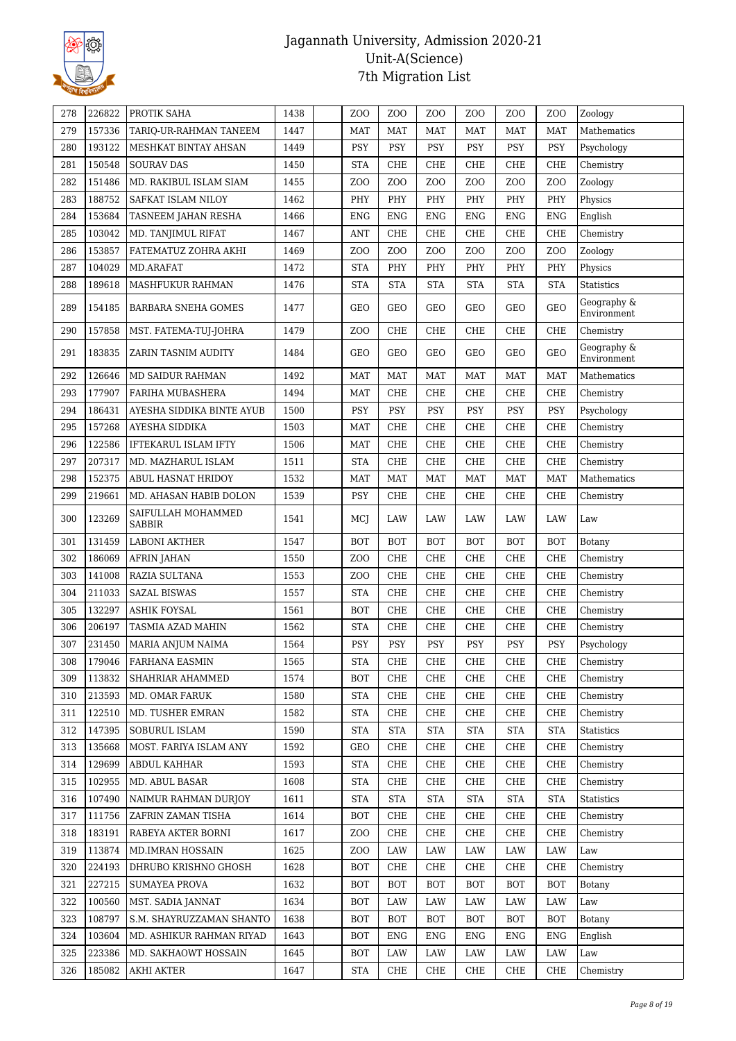# Jagannath University, Admission 2020-21
## Unit-A(Science)
## 7th Migration List

| | | | | | | | | | | | |
|---|---|---|---|---|---|---|---|---|---|---|---|
| 278 | 226822 | PROTIK SAHA | 1438 | | ZOO | ZOO | ZOO | ZOO | ZOO | ZOO | Zoology |
| 279 | 157336 | TARIQ-UR-RAHMAN TANEEM | 1447 | | MAT | MAT | MAT | MAT | MAT | MAT | Mathematics |
| 280 | 193122 | MESHKAT BINTAY AHSAN | 1449 | | PSY | PSY | PSY | PSY | PSY | PSY | Psychology |
| 281 | 150548 | SOURAV DAS | 1450 | | STA | CHE | CHE | CHE | CHE | CHE | Chemistry |
| 282 | 151486 | MD. RAKIBUL ISLAM SIAM | 1455 | | ZOO | ZOO | ZOO | ZOO | ZOO | ZOO | Zoology |
| 283 | 188752 | SAFKAT ISLAM NILOY | 1462 | | PHY | PHY | PHY | PHY | PHY | PHY | Physics |
| 284 | 153684 | TASNEEM JAHAN RESHA | 1466 | | ENG | ENG | ENG | ENG | ENG | ENG | English |
| 285 | 103042 | MD. TANJIMUL RIFAT | 1467 | | ANT | CHE | CHE | CHE | CHE | CHE | Chemistry |
| 286 | 153857 | FATEMATUZ ZOHRA AKHI | 1469 | | ZOO | ZOO | ZOO | ZOO | ZOO | ZOO | Zoology |
| 287 | 104029 | MD.ARAFAT | 1472 | | STA | PHY | PHY | PHY | PHY | PHY | Physics |
| 288 | 189618 | MASHFUKUR RAHMAN | 1476 | | STA | STA | STA | STA | STA | STA | Statistics |
| 289 | 154185 | BARBARA SNEHA GOMES | 1477 | | GEO | GEO | GEO | GEO | GEO | GEO | Geography & Environment |
| 290 | 157858 | MST. FATEMA-TUJ-JOHRA | 1479 | | ZOO | CHE | CHE | CHE | CHE | CHE | Chemistry |
| 291 | 183835 | ZARIN TASNIM AUDITY | 1484 | | GEO | GEO | GEO | GEO | GEO | GEO | Geography & Environment |
| 292 | 126646 | MD SAIDUR RAHMAN | 1492 | | MAT | MAT | MAT | MAT | MAT | MAT | Mathematics |
| 293 | 177907 | FARIHA MUBASHERA | 1494 | | MAT | CHE | CHE | CHE | CHE | CHE | Chemistry |
| 294 | 186431 | AYESHA SIDDIKA BINTE AYUB | 1500 | | PSY | PSY | PSY | PSY | PSY | PSY | Psychology |
| 295 | 157268 | AYESHA SIDDIKA | 1503 | | MAT | CHE | CHE | CHE | CHE | CHE | Chemistry |
| 296 | 122586 | IFTEKARUL ISLAM IFTY | 1506 | | MAT | CHE | CHE | CHE | CHE | CHE | Chemistry |
| 297 | 207317 | MD. MAZHARUL ISLAM | 1511 | | STA | CHE | CHE | CHE | CHE | CHE | Chemistry |
| 298 | 152375 | ABUL HASNAT HRIDOY | 1532 | | MAT | MAT | MAT | MAT | MAT | MAT | Mathematics |
| 299 | 219661 | MD. AHASAN HABIB DOLON | 1539 | | PSY | CHE | CHE | CHE | CHE | CHE | Chemistry |
| 300 | 123269 | SAIFULLAH MOHAMMED SABBIR | 1541 | | MCJ | LAW | LAW | LAW | LAW | LAW | Law |
| 301 | 131459 | LABONI AKTHER | 1547 | | BOT | BOT | BOT | BOT | BOT | BOT | Botany |
| 302 | 186069 | AFRIN JAHAN | 1550 | | ZOO | CHE | CHE | CHE | CHE | CHE | Chemistry |
| 303 | 141008 | RAZIA SULTANA | 1553 | | ZOO | CHE | CHE | CHE | CHE | CHE | Chemistry |
| 304 | 211033 | SAZAL BISWAS | 1557 | | STA | CHE | CHE | CHE | CHE | CHE | Chemistry |
| 305 | 132297 | ASHIK FOYSAL | 1561 | | BOT | CHE | CHE | CHE | CHE | CHE | Chemistry |
| 306 | 206197 | TASMIA AZAD MAHIN | 1562 | | STA | CHE | CHE | CHE | CHE | CHE | Chemistry |
| 307 | 231450 | MARIA ANJUM NAIMA | 1564 | | PSY | PSY | PSY | PSY | PSY | PSY | Psychology |
| 308 | 179046 | FARHANA EASMIN | 1565 | | STA | CHE | CHE | CHE | CHE | CHE | Chemistry |
| 309 | 113832 | SHAHRIAR AHAMMED | 1574 | | BOT | CHE | CHE | CHE | CHE | CHE | Chemistry |
| 310 | 213593 | MD. OMAR FARUK | 1580 | | STA | CHE | CHE | CHE | CHE | CHE | Chemistry |
| 311 | 122510 | MD. TUSHER EMRAN | 1582 | | STA | CHE | CHE | CHE | CHE | CHE | Chemistry |
| 312 | 147395 | SOBURUL ISLAM | 1590 | | STA | STA | STA | STA | STA | STA | Statistics |
| 313 | 135668 | MOST. FARIYA ISLAM ANY | 1592 | | GEO | CHE | CHE | CHE | CHE | CHE | Chemistry |
| 314 | 129699 | ABDUL KAHHAR | 1593 | | STA | CHE | CHE | CHE | CHE | CHE | Chemistry |
| 315 | 102955 | MD. ABUL BASAR | 1608 | | STA | CHE | CHE | CHE | CHE | CHE | Chemistry |
| 316 | 107490 | NAIMUR RAHMAN DURJOY | 1611 | | STA | STA | STA | STA | STA | STA | Statistics |
| 317 | 111756 | ZAFRIN ZAMAN TISHA | 1614 | | BOT | CHE | CHE | CHE | CHE | CHE | Chemistry |
| 318 | 183191 | RABEYA AKTER BORNI | 1617 | | ZOO | CHE | CHE | CHE | CHE | CHE | Chemistry |
| 319 | 113874 | MD.IMRAN HOSSAIN | 1625 | | ZOO | LAW | LAW | LAW | LAW | LAW | Law |
| 320 | 224193 | DHRUBO KRISHNO GHOSH | 1628 | | BOT | CHE | CHE | CHE | CHE | CHE | Chemistry |
| 321 | 227215 | SUMAYEA PROVA | 1632 | | BOT | BOT | BOT | BOT | BOT | BOT | Botany |
| 322 | 100560 | MST. SADIA JANNAT | 1634 | | BOT | LAW | LAW | LAW | LAW | LAW | Law |
| 323 | 108797 | S.M. SHAYRUZZAMAN SHANTO | 1638 | | BOT | BOT | BOT | BOT | BOT | BOT | Botany |
| 324 | 103604 | MD. ASHIKUR RAHMAN RIYAD | 1643 | | BOT | ENG | ENG | ENG | ENG | ENG | English |
| 325 | 223386 | MD. SAKHAOWT HOSSAIN | 1645 | | BOT | LAW | LAW | LAW | LAW | LAW | Law |
| 326 | 185082 | AKHI AKTER | 1647 | | STA | CHE | CHE | CHE | CHE | CHE | Chemistry |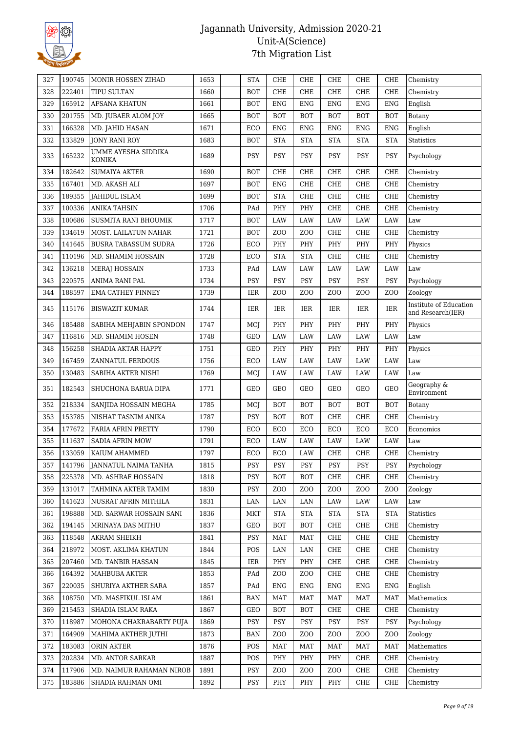# Jagannath University, Admission 2020-21
## Unit-A(Science)
## 7th Migration List

| | | | | | | | | | | | |
|---|---|---|---|---|---|---|---|---|---|---|---|
| 327 | 190745 | MONIR HOSSEN ZIHAD | 1653 | | STA | CHE | CHE | CHE | CHE | CHE | Chemistry |
| 328 | 222401 | TIPU SULTAN | 1660 | | BOT | CHE | CHE | CHE | CHE | CHE | Chemistry |
| 329 | 165912 | AFSANA KHATUN | 1661 | | BOT | ENG | ENG | ENG | ENG | ENG | English |
| 330 | 201755 | MD. JUBAER ALOM JOY | 1665 | | BOT | BOT | BOT | BOT | BOT | BOT | Botany |
| 331 | 166328 | MD. JAHID HASAN | 1671 | | ECO | ENG | ENG | ENG | ENG | ENG | English |
| 332 | 133829 | JONY RANI ROY | 1683 | | BOT | STA | STA | STA | STA | STA | Statistics |
| 333 | 165232 | UMME AYESHA SIDDIKA KONIKA | 1689 | | PSY | PSY | PSY | PSY | PSY | PSY | Psychology |
| 334 | 182642 | SUMAIYA AKTER | 1690 | | BOT | CHE | CHE | CHE | CHE | CHE | Chemistry |
| 335 | 167401 | MD. AKASH ALI | 1697 | | BOT | ENG | CHE | CHE | CHE | CHE | Chemistry |
| 336 | 189355 | JAHIDUL ISLAM | 1699 | | BOT | STA | CHE | CHE | CHE | CHE | Chemistry |
| 337 | 100336 | ANIKA TAHSIN | 1706 | | PAd | PHY | PHY | CHE | CHE | CHE | Chemistry |
| 338 | 100686 | SUSMITA RANI BHOUMIK | 1717 | | BOT | LAW | LAW | LAW | LAW | LAW | Law |
| 339 | 134619 | MOST. LAILATUN NAHAR | 1721 | | BOT | ZOO | ZOO | CHE | CHE | CHE | Chemistry |
| 340 | 141645 | BUSRA TABASSUM SUDRA | 1726 | | ECO | PHY | PHY | PHY | PHY | PHY | Physics |
| 341 | 110196 | MD. SHAMIM HOSSAIN | 1728 | | ECO | STA | STA | CHE | CHE | CHE | Chemistry |
| 342 | 136218 | MERAJ HOSSAIN | 1733 | | PAd | LAW | LAW | LAW | LAW | LAW | Law |
| 343 | 220575 | ANIMA RANI PAL | 1734 | | PSY | PSY | PSY | PSY | PSY | PSY | Psychology |
| 344 | 188597 | EMA CATHEY FINNEY | 1739 | | IER | ZOO | ZOO | ZOO | ZOO | ZOO | Zoology |
| 345 | 115176 | BISWAZIT KUMAR | 1744 | | IER | IER | IER | IER | IER | IER | Institute of Education and Research(IER) |
| 346 | 185488 | SABIHA MEHJABIN SPONDON | 1747 | | MCJ | PHY | PHY | PHY | PHY | PHY | Physics |
| 347 | 116816 | MD. SHAMIM HOSEN | 1748 | | GEO | LAW | LAW | LAW | LAW | LAW | Law |
| 348 | 156258 | SHADIA AKTAR HAPPY | 1751 | | GEO | PHY | PHY | PHY | PHY | PHY | Physics |
| 349 | 167459 | ZANNATUL FERDOUS | 1756 | | ECO | LAW | LAW | LAW | LAW | LAW | Law |
| 350 | 130483 | SABIHA AKTER NISHI | 1769 | | MCJ | LAW | LAW | LAW | LAW | LAW | Law |
| 351 | 182543 | SHUCHONA BARUA DIPA | 1771 | | GEO | GEO | GEO | GEO | GEO | GEO | Geography & Environment |
| 352 | 218334 | SANJIDA HOSSAIN MEGHA | 1785 | | MCJ | BOT | BOT | BOT | BOT | BOT | Botany |
| 353 | 153785 | NISHAT TASNIM ANIKA | 1787 | | PSY | BOT | BOT | CHE | CHE | CHE | Chemistry |
| 354 | 177672 | FARIA AFRIN PRETTY | 1790 | | ECO | ECO | ECO | ECO | ECO | ECO | Economics |
| 355 | 111637 | SADIA AFRIN MOW | 1791 | | ECO | LAW | LAW | LAW | LAW | LAW | Law |
| 356 | 133059 | KAIUM AHAMMED | 1797 | | ECO | ECO | LAW | CHE | CHE | CHE | Chemistry |
| 357 | 141796 | JANNATUL NAIMA TANHA | 1815 | | PSY | PSY | PSY | PSY | PSY | PSY | Psychology |
| 358 | 225378 | MD. ASHRAF HOSSAIN | 1818 | | PSY | BOT | BOT | CHE | CHE | CHE | Chemistry |
| 359 | 131017 | TAHMINA AKTER TAMIM | 1830 | | PSY | ZOO | ZOO | ZOO | ZOO | ZOO | Zoology |
| 360 | 141623 | NUSRAT AFRIN MITHILA | 1831 | | LAN | LAN | LAN | LAW | LAW | LAW | Law |
| 361 | 198888 | MD. SARWAR HOSSAIN SANI | 1836 | | MKT | STA | STA | STA | STA | STA | Statistics |
| 362 | 194145 | MRINAYA DAS MITHU | 1837 | | GEO | BOT | BOT | CHE | CHE | CHE | Chemistry |
| 363 | 118548 | AKRAM SHEIKH | 1841 | | PSY | MAT | MAT | CHE | CHE | CHE | Chemistry |
| 364 | 218972 | MOST. AKLIMA KHATUN | 1844 | | POS | LAN | LAN | CHE | CHE | CHE | Chemistry |
| 365 | 207460 | MD. TANBIR HASSAN | 1845 | | IER | PHY | PHY | CHE | CHE | CHE | Chemistry |
| 366 | 164392 | MAHBUBA AKTER | 1853 | | PAd | ZOO | ZOO | CHE | CHE | CHE | Chemistry |
| 367 | 220035 | SHURIYA AKTHER SARA | 1857 | | PAd | ENG | ENG | ENG | ENG | ENG | English |
| 368 | 108750 | MD. MASFIKUL ISLAM | 1861 | | BAN | MAT | MAT | MAT | MAT | MAT | Mathematics |
| 369 | 215453 | SHADIA ISLAM RAKA | 1867 | | GEO | BOT | BOT | CHE | CHE | CHE | Chemistry |
| 370 | 118987 | MOHONA CHAKRABARTY PUJA | 1869 | | PSY | PSY | PSY | PSY | PSY | PSY | Psychology |
| 371 | 164909 | MAHIMA AKTHER JUTHI | 1873 | | BAN | ZOO | ZOO | ZOO | ZOO | ZOO | Zoology |
| 372 | 183083 | ORIN AKTER | 1876 | | POS | MAT | MAT | MAT | MAT | MAT | Mathematics |
| 373 | 202834 | MD. ANTOR SARKAR | 1887 | | POS | PHY | PHY | PHY | CHE | CHE | Chemistry |
| 374 | 117906 | MD. NAIMUR RAHAMAN NIROB | 1891 | | PSY | ZOO | ZOO | ZOO | CHE | CHE | Chemistry |
| 375 | 183886 | SHADIA RAHMAN OMI | 1892 | | PSY | PHY | PHY | PHY | CHE | CHE | Chemistry |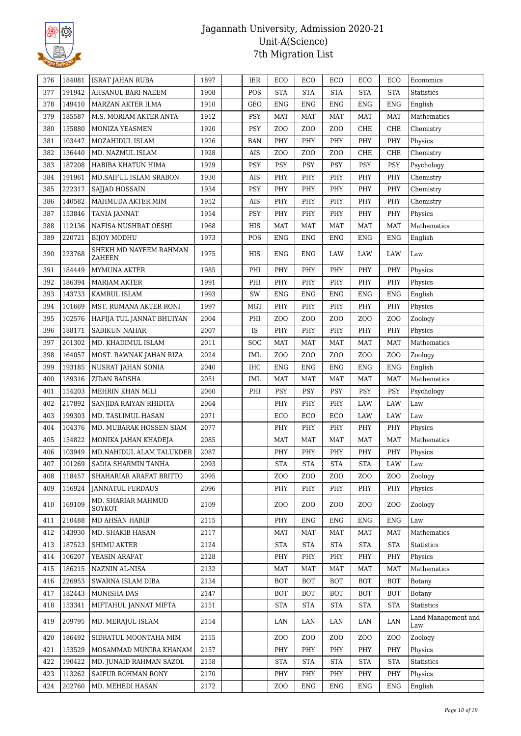# Jagannath University, Admission 2020-21
## Unit-A(Science)
### 7th Migration List

| | | | | | | | | | | | |
|---|---|---|---|---|---|---|---|---|---|---|---|
| 376 | 184081 | ISRAT JAHAN RUBA | 1897 | | IER | ECO | ECO | ECO | ECO | ECO | Economics |
| 377 | 191942 | AHSANUL BARI NAEEM | 1908 | | POS | STA | STA | STA | STA | STA | Statistics |
| 378 | 149410 | MARZAN AKTER ILMA | 1910 | | GEO | ENG | ENG | ENG | ENG | ENG | English |
| 379 | 185587 | M.S. MORIAM AKTER ANTA | 1912 | | PSY | MAT | MAT | MAT | MAT | MAT | Mathematics |
| 380 | 155880 | MONIZA YEASMEN | 1920 | | PSY | ZOO | ZOO | ZOO | CHE | CHE | Chemistry |
| 381 | 103447 | MOZAHIDUL ISLAM | 1926 | | BAN | PHY | PHY | PHY | PHY | PHY | Physics |
| 382 | 136440 | MD. NAZMUL ISLAM | 1928 | | AIS | ZOO | ZOO | ZOO | CHE | CHE | Chemistry |
| 383 | 187208 | HABIBA KHATUN HIMA | 1929 | | PSY | PSY | PSY | PSY | PSY | PSY | Psychology |
| 384 | 191961 | MD.SAIFUL ISLAM SRABON | 1930 | | AIS | PHY | PHY | PHY | PHY | PHY | Chemistry |
| 385 | 222317 | SAJJAD HOSSAIN | 1934 | | PSY | PHY | PHY | PHY | PHY | PHY | Chemistry |
| 386 | 140582 | MAHMUDA AKTER MIM | 1952 | | AIS | PHY | PHY | PHY | PHY | PHY | Chemistry |
| 387 | 153846 | TANIA JANNAT | 1954 | | PSY | PHY | PHY | PHY | PHY | PHY | Physics |
| 388 | 112136 | NAFISA NUSHRAT OESHI | 1968 | | HIS | MAT | MAT | MAT | MAT | MAT | Mathematics |
| 389 | 220721 | BIJOY MODHU | 1973 | | POS | ENG | ENG | ENG | ENG | ENG | English |
| 390 | 223768 | SHEKH MD NAYEEM RAHMAN ZAHEEN | 1975 | | HIS | ENG | ENG | LAW | LAW | LAW | Law |
| 391 | 184449 | MYMUNA AKTER | 1985 | | PHI | PHY | PHY | PHY | PHY | PHY | Physics |
| 392 | 186394 | MARIAM AKTER | 1991 | | PHI | PHY | PHY | PHY | PHY | PHY | Physics |
| 393 | 143733 | KAMRUL ISLAM | 1993 | | SW | ENG | ENG | ENG | ENG | ENG | English |
| 394 | 101669 | MST. RUMANA AKTER RONI | 1997 | | MGT | PHY | PHY | PHY | PHY | PHY | Physics |
| 395 | 102576 | HAFIJA TUL JANNAT BHUIYAN | 2004 | | PHI | ZOO | ZOO | ZOO | ZOO | ZOO | Zoology |
| 396 | 188171 | SABIKUN NAHAR | 2007 | | IS | PHY | PHY | PHY | PHY | PHY | Physics |
| 397 | 201302 | MD. KHADIMUL ISLAM | 2011 | | SOC | MAT | MAT | MAT | MAT | MAT | Mathematics |
| 398 | 164057 | MOST. RAWNAK JAHAN RIZA | 2024 | | IML | ZOO | ZOO | ZOO | ZOO | ZOO | Zoology |
| 399 | 193185 | NUSRAT JAHAN SONIA | 2040 | | IHC | ENG | ENG | ENG | ENG | ENG | English |
| 400 | 189316 | ZIDAN BADSHA | 2051 | | IML | MAT | MAT | MAT | MAT | MAT | Mathematics |
| 401 | 154203 | MEHRIN KHAN MILI | 2060 | | PHI | PSY | PSY | PSY | PSY | PSY | Psychology |
| 402 | 217892 | SANJIDA RAIYAN RHIDITA | 2064 | | | PHY | PHY | PHY | LAW | LAW | Law |
| 403 | 199303 | MD. TASLIMUL HASAN | 2071 | | | ECO | ECO | ECO | LAW | LAW | Law |
| 404 | 104376 | MD. MUBARAK HOSSEN SIAM | 2077 | | | PHY | PHY | PHY | PHY | PHY | Physics |
| 405 | 154822 | MONIKA JAHAN KHADEJA | 2085 | | | MAT | MAT | MAT | MAT | MAT | Mathematics |
| 406 | 103949 | MD.NAHIDUL ALAM TALUKDER | 2087 | | | PHY | PHY | PHY | PHY | PHY | Physics |
| 407 | 101269 | SADIA SHARMIN TANHA | 2093 | | | STA | STA | STA | STA | LAW | Law |
| 408 | 118457 | SHAHARIAR ARAFAT BRITTO | 2095 | | | ZOO | ZOO | ZOO | ZOO | ZOO | Zoology |
| 409 | 156924 | JANNATUL FERDAUS | 2096 | | | PHY | PHY | PHY | PHY | PHY | Physics |
| 410 | 169109 | MD. SHARIAR MAHMUD SOYKOT | 2109 | | | ZOO | ZOO | ZOO | ZOO | ZOO | Zoology |
| 411 | 210488 | MD AHSAN HABIB | 2115 | | | PHY | ENG | ENG | ENG | ENG | Law |
| 412 | 143930 | MD. SHAKIB HASAN | 2117 | | | MAT | MAT | MAT | MAT | MAT | Mathematics |
| 413 | 187523 | SHIMU AKTER | 2124 | | | STA | STA | STA | STA | STA | Statistics |
| 414 | 106207 | YEASIN ARAFAT | 2128 | | | PHY | PHY | PHY | PHY | PHY | Physics |
| 415 | 186215 | NAZNIN AL-NISA | 2132 | | | MAT | MAT | MAT | MAT | MAT | Mathematics |
| 416 | 226953 | SWARNA ISLAM DIBA | 2134 | | | BOT | BOT | BOT | BOT | BOT | Botany |
| 417 | 182443 | MONISHA DAS | 2147 | | | BOT | BOT | BOT | BOT | BOT | Botany |
| 418 | 153341 | MIFTAHUL JANNAT MIFTA | 2151 | | | STA | STA | STA | STA | STA | Statistics |
| 419 | 209795 | MD. MERAJUL ISLAM | 2154 | | | LAN | LAN | LAN | LAN | LAN | Land Management and Law |
| 420 | 186492 | SIDRATUL MOONTAHA MIM | 2155 | | | ZOO | ZOO | ZOO | ZOO | ZOO | Zoology |
| 421 | 153529 | MOSAMMAD MUNIRA KHANAM | 2157 | | | PHY | PHY | PHY | PHY | PHY | Physics |
| 422 | 190422 | MD. JUNAID RAHMAN SAZOL | 2158 | | | STA | STA | STA | STA | STA | Statistics |
| 423 | 113262 | SAIFUR ROHMAN RONY | 2170 | | | PHY | PHY | PHY | PHY | PHY | Physics |
| 424 | 202760 | MD. MEHEDI HASAN | 2172 | | | ZOO | ENG | ENG | ENG | ENG | English |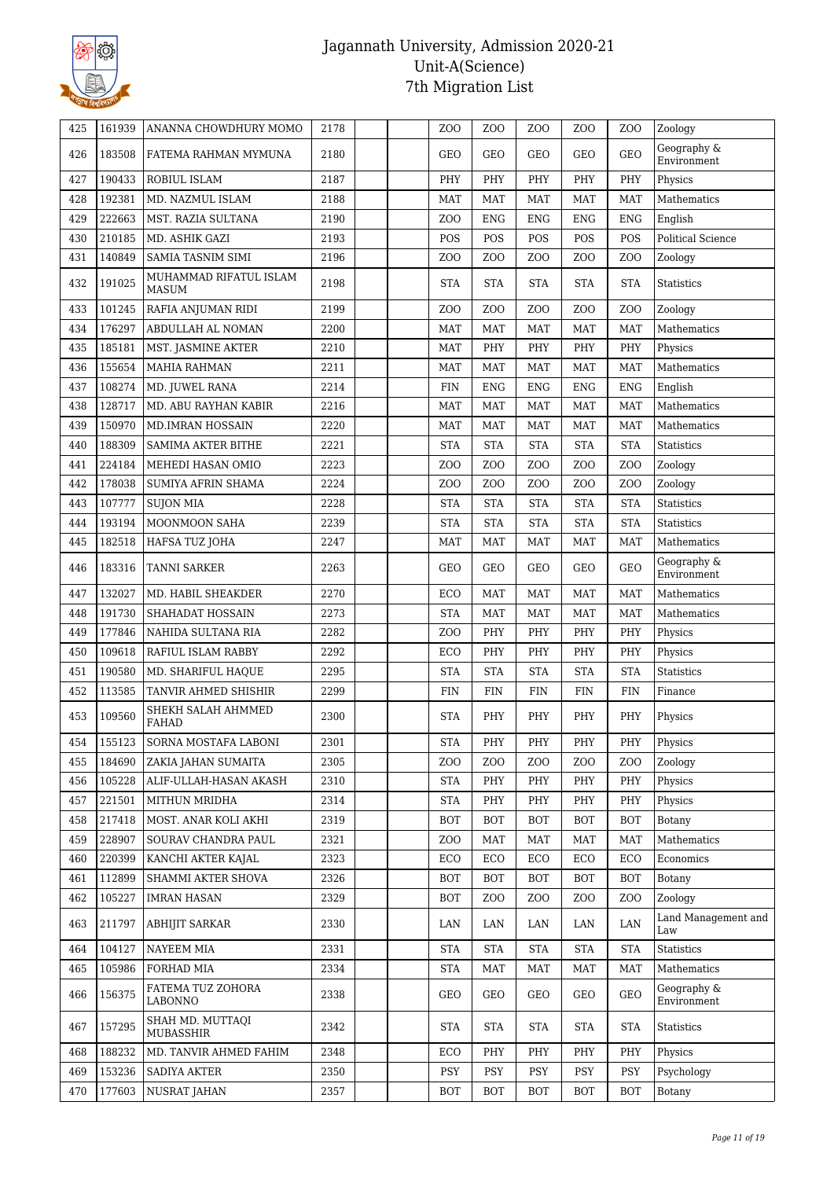# Jagannath University, Admission 2020-21
## Unit-A(Science)
## 7th Migration List

| | | | | | | | | | | | |
|---|---|---|---|---|---|---|---|---|---|---|---|
| 425 | 161939 | ANANNA CHOWDHURY MOMO | 2178 | | | ZOO | ZOO | ZOO | ZOO | ZOO | Zoology |
| 426 | 183508 | FATEMA RAHMAN MYMUNA | 2180 | | | GEO | GEO | GEO | GEO | GEO | Geography & Environment |
| 427 | 190433 | ROBIUL ISLAM | 2187 | | | PHY | PHY | PHY | PHY | PHY | Physics |
| 428 | 192381 | MD. NAZMUL ISLAM | 2188 | | | MAT | MAT | MAT | MAT | MAT | Mathematics |
| 429 | 222663 | MST. RAZIA SULTANA | 2190 | | | ZOO | ENG | ENG | ENG | ENG | English |
| 430 | 210185 | MD. ASHIK GAZI | 2193 | | | POS | POS | POS | POS | POS | Political Science |
| 431 | 140849 | SAMIA TASNIM SIMI | 2196 | | | ZOO | ZOO | ZOO | ZOO | ZOO | Zoology |
| 432 | 191025 | MUHAMMAD RIFATUL ISLAM MASUM | 2198 | | | STA | STA | STA | STA | STA | Statistics |
| 433 | 101245 | RAFIA ANJUMAN RIDI | 2199 | | | ZOO | ZOO | ZOO | ZOO | ZOO | Zoology |
| 434 | 176297 | ABDULLAH AL NOMAN | 2200 | | | MAT | MAT | MAT | MAT | MAT | Mathematics |
| 435 | 185181 | MST. JASMINE AKTER | 2210 | | | MAT | PHY | PHY | PHY | PHY | Physics |
| 436 | 155654 | MAHIA RAHMAN | 2211 | | | MAT | MAT | MAT | MAT | MAT | Mathematics |
| 437 | 108274 | MD. JUWEL RANA | 2214 | | | FIN | ENG | ENG | ENG | ENG | English |
| 438 | 128717 | MD. ABU RAYHAN KABIR | 2216 | | | MAT | MAT | MAT | MAT | MAT | Mathematics |
| 439 | 150970 | MD.IMRAN HOSSAIN | 2220 | | | MAT | MAT | MAT | MAT | MAT | Mathematics |
| 440 | 188309 | SAMIMA AKTER BITHE | 2221 | | | STA | STA | STA | STA | STA | Statistics |
| 441 | 224184 | MEHEDI HASAN OMIO | 2223 | | | ZOO | ZOO | ZOO | ZOO | ZOO | Zoology |
| 442 | 178038 | SUMIYA AFRIN SHAMA | 2224 | | | ZOO | ZOO | ZOO | ZOO | ZOO | Zoology |
| 443 | 107777 | SUJON MIA | 2228 | | | STA | STA | STA | STA | STA | Statistics |
| 444 | 193194 | MOONMOON SAHA | 2239 | | | STA | STA | STA | STA | STA | Statistics |
| 445 | 182518 | HAFSA TUZ JOHA | 2247 | | | MAT | MAT | MAT | MAT | MAT | Mathematics |
| 446 | 183316 | TANNI SARKER | 2263 | | | GEO | GEO | GEO | GEO | GEO | Geography & Environment |
| 447 | 132027 | MD. HABIL SHEAKDER | 2270 | | | ECO | MAT | MAT | MAT | MAT | Mathematics |
| 448 | 191730 | SHAHADAT HOSSAIN | 2273 | | | STA | MAT | MAT | MAT | MAT | Mathematics |
| 449 | 177846 | NAHIDA SULTANA RIA | 2282 | | | ZOO | PHY | PHY | PHY | PHY | Physics |
| 450 | 109618 | RAFIUL ISLAM RABBY | 2292 | | | ECO | PHY | PHY | PHY | PHY | Physics |
| 451 | 190580 | MD. SHARIFUL HAQUE | 2295 | | | STA | STA | STA | STA | STA | Statistics |
| 452 | 113585 | TANVIR AHMED SHISHIR | 2299 | | | FIN | FIN | FIN | FIN | FIN | Finance |
| 453 | 109560 | SHEKH SALAH AHMMED FAHAD | 2300 | | | STA | PHY | PHY | PHY | PHY | Physics |
| 454 | 155123 | SORNA MOSTAFA LABONI | 2301 | | | STA | PHY | PHY | PHY | PHY | Physics |
| 455 | 184690 | ZAKIA JAHAN SUMAITA | 2305 | | | ZOO | ZOO | ZOO | ZOO | ZOO | Zoology |
| 456 | 105228 | ALIF-ULLAH-HASAN AKASH | 2310 | | | STA | PHY | PHY | PHY | PHY | Physics |
| 457 | 221501 | MITHUN MRIDHA | 2314 | | | STA | PHY | PHY | PHY | PHY | Physics |
| 458 | 217418 | MOST. ANAR KOLI AKHI | 2319 | | | BOT | BOT | BOT | BOT | BOT | Botany |
| 459 | 228907 | SOURAV CHANDRA PAUL | 2321 | | | ZOO | MAT | MAT | MAT | MAT | Mathematics |
| 460 | 220399 | KANCHI AKTER KAJAL | 2323 | | | ECO | ECO | ECO | ECO | ECO | Economics |
| 461 | 112899 | SHAMMI AKTER SHOVA | 2326 | | | BOT | BOT | BOT | BOT | BOT | Botany |
| 462 | 105227 | IMRAN HASAN | 2329 | | | BOT | ZOO | ZOO | ZOO | ZOO | Zoology |
| 463 | 211797 | ABHIJIT SARKAR | 2330 | | | LAN | LAN | LAN | LAN | LAN | Land Management and Law |
| 464 | 104127 | NAYEEM MIA | 2331 | | | STA | STA | STA | STA | STA | Statistics |
| 465 | 105986 | FORHAD MIA | 2334 | | | STA | MAT | MAT | MAT | MAT | Mathematics |
| 466 | 156375 | FATEMA TUZ ZOHORA LABONNO | 2338 | | | GEO | GEO | GEO | GEO | GEO | Geography & Environment |
| 467 | 157295 | SHAH MD. MUTTAQI MUBASSHIR | 2342 | | | STA | STA | STA | STA | STA | Statistics |
| 468 | 188232 | MD. TANVIR AHMED FAHIM | 2348 | | | ECO | PHY | PHY | PHY | PHY | Physics |
| 469 | 153236 | SADIYA AKTER | 2350 | | | PSY | PSY | PSY | PSY | PSY | Psychology |
| 470 | 177603 | NUSRAT JAHAN | 2357 | | | BOT | BOT | BOT | BOT | BOT | Botany |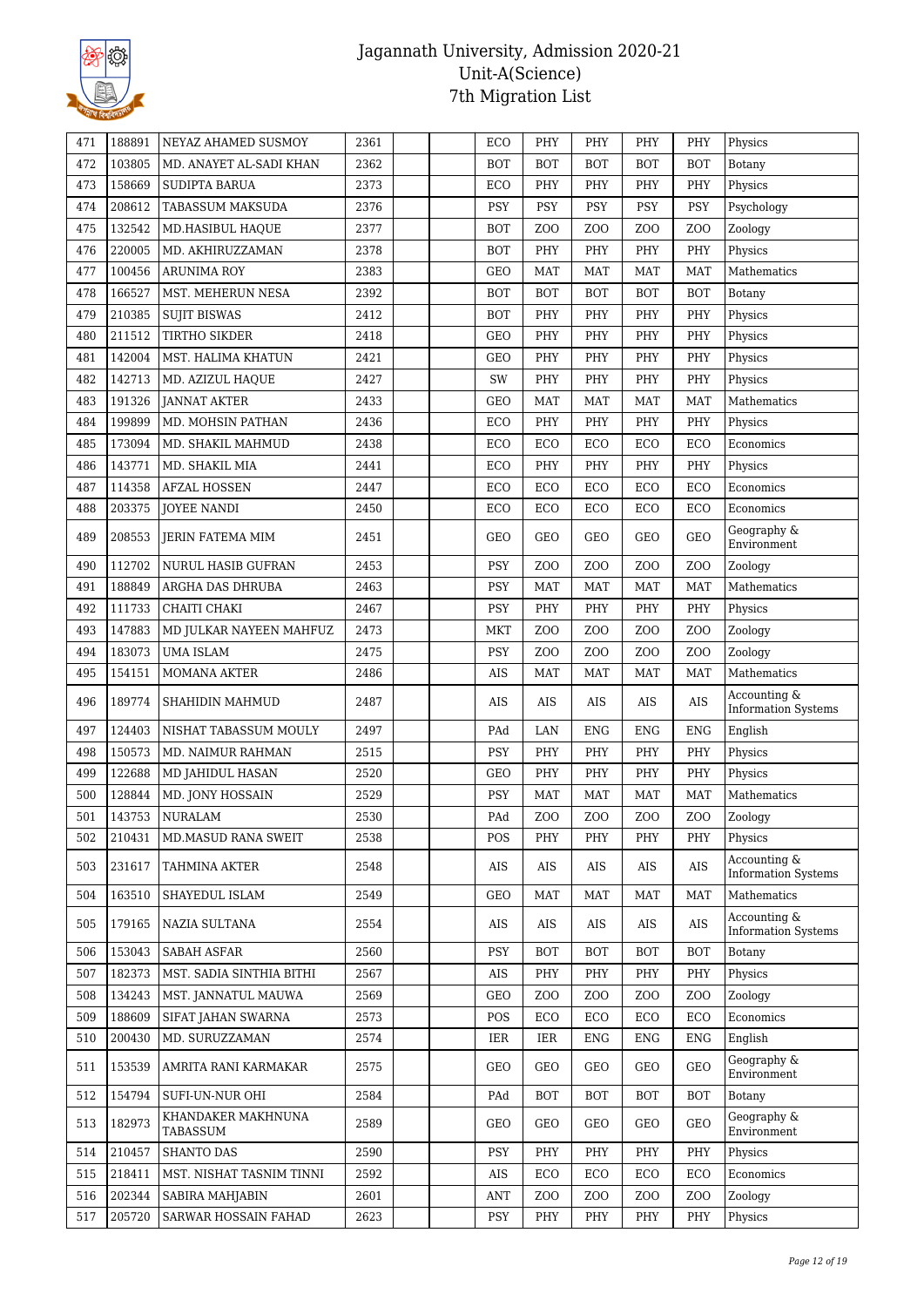# Jagannath University, Admission 2020-21
## Unit-A(Science)
## 7th Migration List

| | | | | | | | | | | | |
|---|---|---|---|---|---|---|---|---|---|---|---|
| 471 | 188891 | NEYAZ AHAMED SUSMOY | 2361 | | | ECO | PHY | PHY | PHY | PHY | Physics |
| 472 | 103805 | MD. ANAYET AL-SADI KHAN | 2362 | | | BOT | BOT | BOT | BOT | BOT | Botany |
| 473 | 158669 | SUDIPTA BARUA | 2373 | | | ECO | PHY | PHY | PHY | PHY | Physics |
| 474 | 208612 | TABASSUM MAKSUDA | 2376 | | | PSY | PSY | PSY | PSY | PSY | Psychology |
| 475 | 132542 | MD.HASIBUL HAQUE | 2377 | | | BOT | ZOO | ZOO | ZOO | ZOO | Zoology |
| 476 | 220005 | MD. AKHIRUZZAMAN | 2378 | | | BOT | PHY | PHY | PHY | PHY | Physics |
| 477 | 100456 | ARUNIMA ROY | 2383 | | | GEO | MAT | MAT | MAT | MAT | Mathematics |
| 478 | 166527 | MST. MEHERUN NESA | 2392 | | | BOT | BOT | BOT | BOT | BOT | Botany |
| 479 | 210385 | SUJIT BISWAS | 2412 | | | BOT | PHY | PHY | PHY | PHY | Physics |
| 480 | 211512 | TIRTHO SIKDER | 2418 | | | GEO | PHY | PHY | PHY | PHY | Physics |
| 481 | 142004 | MST. HALIMA KHATUN | 2421 | | | GEO | PHY | PHY | PHY | PHY | Physics |
| 482 | 142713 | MD. AZIZUL HAQUE | 2427 | | | SW | PHY | PHY | PHY | PHY | Physics |
| 483 | 191326 | JANNAT AKTER | 2433 | | | GEO | MAT | MAT | MAT | MAT | Mathematics |
| 484 | 199899 | MD. MOHSIN PATHAN | 2436 | | | ECO | PHY | PHY | PHY | PHY | Physics |
| 485 | 173094 | MD. SHAKIL MAHMUD | 2438 | | | ECO | ECO | ECO | ECO | ECO | Economics |
| 486 | 143771 | MD. SHAKIL MIA | 2441 | | | ECO | PHY | PHY | PHY | PHY | Physics |
| 487 | 114358 | AFZAL HOSSEN | 2447 | | | ECO | ECO | ECO | ECO | ECO | Economics |
| 488 | 203375 | JOYEE NANDI | 2450 | | | ECO | ECO | ECO | ECO | ECO | Economics |
| 489 | 208553 | JERIN FATEMA MIM | 2451 | | | GEO | GEO | GEO | GEO | GEO | Geography & Environment |
| 490 | 112702 | NURUL HASIB GUFRAN | 2453 | | | PSY | ZOO | ZOO | ZOO | ZOO | Zoology |
| 491 | 188849 | ARGHA DAS DHRUBA | 2463 | | | PSY | MAT | MAT | MAT | MAT | Mathematics |
| 492 | 111733 | CHAITI CHAKI | 2467 | | | PSY | PHY | PHY | PHY | PHY | Physics |
| 493 | 147883 | MD JULKAR NAYEEN MAHFUZ | 2473 | | | MKT | ZOO | ZOO | ZOO | ZOO | Zoology |
| 494 | 183073 | UMA ISLAM | 2475 | | | PSY | ZOO | ZOO | ZOO | ZOO | Zoology |
| 495 | 154151 | MOMANA AKTER | 2486 | | | AIS | MAT | MAT | MAT | MAT | Mathematics |
| 496 | 189774 | SHAHIDIN MAHMUD | 2487 | | | AIS | AIS | AIS | AIS | AIS | Accounting & Information Systems |
| 497 | 124403 | NISHAT TABASSUM MOULY | 2497 | | | PAd | LAN | ENG | ENG | ENG | English |
| 498 | 150573 | MD. NAIMUR RAHMAN | 2515 | | | PSY | PHY | PHY | PHY | PHY | Physics |
| 499 | 122688 | MD JAHIDUL HASAN | 2520 | | | GEO | PHY | PHY | PHY | PHY | Physics |
| 500 | 128844 | MD. JONY HOSSAIN | 2529 | | | PSY | MAT | MAT | MAT | MAT | Mathematics |
| 501 | 143753 | NURALAM | 2530 | | | PAd | ZOO | ZOO | ZOO | ZOO | Zoology |
| 502 | 210431 | MD.MASUD RANA SWEIT | 2538 | | | POS | PHY | PHY | PHY | PHY | Physics |
| 503 | 231617 | TAHMINA AKTER | 2548 | | | AIS | AIS | AIS | AIS | AIS | Accounting & Information Systems |
| 504 | 163510 | SHAYEDUL ISLAM | 2549 | | | GEO | MAT | MAT | MAT | MAT | Mathematics |
| 505 | 179165 | NAZIA SULTANA | 2554 | | | AIS | AIS | AIS | AIS | AIS | Accounting & Information Systems |
| 506 | 153043 | SABAH ASFAR | 2560 | | | PSY | BOT | BOT | BOT | BOT | Botany |
| 507 | 182373 | MST. SADIA SINTHIA BITHI | 2567 | | | AIS | PHY | PHY | PHY | PHY | Physics |
| 508 | 134243 | MST. JANNATUL MAUWA | 2569 | | | GEO | ZOO | ZOO | ZOO | ZOO | Zoology |
| 509 | 188609 | SIFAT JAHAN SWARNA | 2573 | | | POS | ECO | ECO | ECO | ECO | Economics |
| 510 | 200430 | MD. SURUZZAMAN | 2574 | | | IER | IER | ENG | ENG | ENG | English |
| 511 | 153539 | AMRITA RANI KARMAKAR | 2575 | | | GEO | GEO | GEO | GEO | GEO | Geography & Environment |
| 512 | 154794 | SUFI-UN-NUR OHI | 2584 | | | PAd | BOT | BOT | BOT | BOT | Botany |
| 513 | 182973 | KHANDAKER MAKHNUNA TABASSUM | 2589 | | | GEO | GEO | GEO | GEO | GEO | Geography & Environment |
| 514 | 210457 | SHANTO DAS | 2590 | | | PSY | PHY | PHY | PHY | PHY | Physics |
| 515 | 218411 | MST. NISHAT TASNIM TINNI | 2592 | | | AIS | ECO | ECO | ECO | ECO | Economics |
| 516 | 202344 | SABIRA MAHJABIN | 2601 | | | ANT | ZOO | ZOO | ZOO | ZOO | Zoology |
| 517 | 205720 | SARWAR HOSSAIN FAHAD | 2623 | | | PSY | PHY | PHY | PHY | PHY | Physics |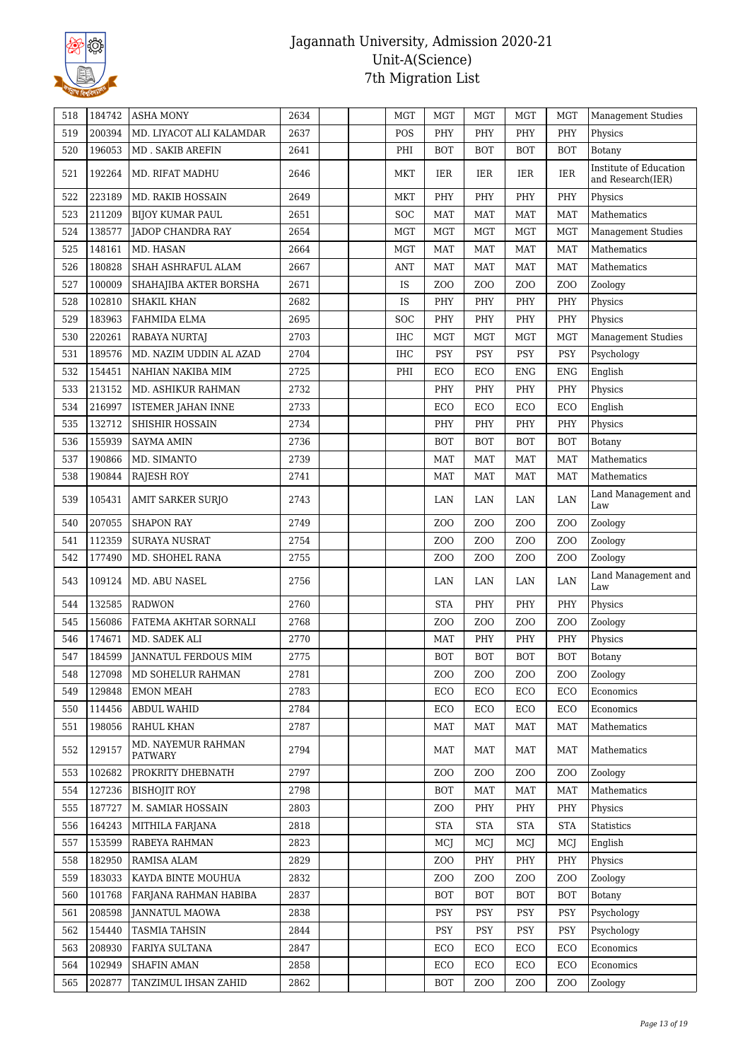# Jagannath University, Admission 2020-21
## Unit-A(Science)
## 7th Migration List

| 518 | 184742 | ASHA MONY | 2634 | | | MGT | MGT | MGT | MGT | MGT | Management Studies |
|---|---|---|---|---|---|---|---|---|---|---|---|
| 519 | 200394 | MD. LIYACOT ALI KALAMDAR | 2637 | | | POS | PHY | PHY | PHY | PHY | Physics |
| 520 | 196053 | MD . SAKIB AREFIN | 2641 | | | PHI | BOT | BOT | BOT | BOT | Botany |
| 521 | 192264 | MD. RIFAT MADHU | 2646 | | | MKT | IER | IER | IER | IER | Institute of Education and Research(IER) |
| 522 | 223189 | MD. RAKIB HOSSAIN | 2649 | | | MKT | PHY | PHY | PHY | PHY | Physics |
| 523 | 211209 | BIJOY KUMAR PAUL | 2651 | | | SOC | MAT | MAT | MAT | MAT | Mathematics |
| 524 | 138577 | JADOP CHANDRA RAY | 2654 | | | MGT | MGT | MGT | MGT | MGT | Management Studies |
| 525 | 148161 | MD. HASAN | 2664 | | | MGT | MAT | MAT | MAT | MAT | Mathematics |
| 526 | 180828 | SHAH ASHRAFUL ALAM | 2667 | | | ANT | MAT | MAT | MAT | MAT | Mathematics |
| 527 | 100009 | SHAHAJIBA AKTER BORSHA | 2671 | | | IS | ZOO | ZOO | ZOO | ZOO | Zoology |
| 528 | 102810 | SHAKIL KHAN | 2682 | | | IS | PHY | PHY | PHY | PHY | Physics |
| 529 | 183963 | FAHMIDA ELMA | 2695 | | | SOC | PHY | PHY | PHY | PHY | Physics |
| 530 | 220261 | RABAYA NURTAJ | 2703 | | | IHC | MGT | MGT | MGT | MGT | Management Studies |
| 531 | 189576 | MD. NAZIM UDDIN AL AZAD | 2704 | | | IHC | PSY | PSY | PSY | PSY | Psychology |
| 532 | 154451 | NAHIAN NAKIBA MIM | 2725 | | | PHI | ECO | ECO | ENG | ENG | English |
| 533 | 213152 | MD. ASHIKUR RAHMAN | 2732 | | | | PHY | PHY | PHY | PHY | Physics |
| 534 | 216997 | ISTEMER JAHAN INNE | 2733 | | | | ECO | ECO | ECO | ECO | English |
| 535 | 132712 | SHISHIR HOSSAIN | 2734 | | | | PHY | PHY | PHY | PHY | Physics |
| 536 | 155939 | SAYMA AMIN | 2736 | | | | BOT | BOT | BOT | BOT | Botany |
| 537 | 190866 | MD. SIMANTO | 2739 | | | | MAT | MAT | MAT | MAT | Mathematics |
| 538 | 190844 | RAJESH ROY | 2741 | | | | MAT | MAT | MAT | MAT | Mathematics |
| 539 | 105431 | AMIT SARKER SURJO | 2743 | | | | LAN | LAN | LAN | LAN | Land Management and Law |
| 540 | 207055 | SHAPON RAY | 2749 | | | | ZOO | ZOO | ZOO | ZOO | Zoology |
| 541 | 112359 | SURAYA NUSRAT | 2754 | | | | ZOO | ZOO | ZOO | ZOO | Zoology |
| 542 | 177490 | MD. SHOHEL RANA | 2755 | | | | ZOO | ZOO | ZOO | ZOO | Zoology |
| 543 | 109124 | MD. ABU NASEL | 2756 | | | | LAN | LAN | LAN | LAN | Land Management and Law |
| 544 | 132585 | RADWON | 2760 | | | | STA | PHY | PHY | PHY | Physics |
| 545 | 156086 | FATEMA AKHTAR SORNALI | 2768 | | | | ZOO | ZOO | ZOO | ZOO | Zoology |
| 546 | 174671 | MD. SADEK ALI | 2770 | | | | MAT | PHY | PHY | PHY | Physics |
| 547 | 184599 | JANNATUL FERDOUS MIM | 2775 | | | | BOT | BOT | BOT | BOT | Botany |
| 548 | 127098 | MD SOHELUR RAHMAN | 2781 | | | | ZOO | ZOO | ZOO | ZOO | Zoology |
| 549 | 129848 | EMON MEAH | 2783 | | | | ECO | ECO | ECO | ECO | Economics |
| 550 | 114456 | ABDUL WAHID | 2784 | | | | ECO | ECO | ECO | ECO | Economics |
| 551 | 198056 | RAHUL KHAN | 2787 | | | | MAT | MAT | MAT | MAT | Mathematics |
| 552 | 129157 | MD. NAYEMUR RAHMAN PATWARY | 2794 | | | | MAT | MAT | MAT | MAT | Mathematics |
| 553 | 102682 | PROKRITY DHEBNATH | 2797 | | | | ZOO | ZOO | ZOO | ZOO | Zoology |
| 554 | 127236 | BISHOJIT ROY | 2798 | | | | BOT | MAT | MAT | MAT | Mathematics |
| 555 | 187727 | M. SAMIAR HOSSAIN | 2803 | | | | ZOO | PHY | PHY | PHY | Physics |
| 556 | 164243 | MITHILA FARJANA | 2818 | | | | STA | STA | STA | STA | Statistics |
| 557 | 153599 | RABEYA RAHMAN | 2823 | | | | MCJ | MCJ | MCJ | MCJ | English |
| 558 | 182950 | RAMISA ALAM | 2829 | | | | ZOO | PHY | PHY | PHY | Physics |
| 559 | 183033 | KAYDA BINTE MOUHUA | 2832 | | | | ZOO | ZOO | ZOO | ZOO | Zoology |
| 560 | 101768 | FARJANA RAHMAN HABIBA | 2837 | | | | BOT | BOT | BOT | BOT | Botany |
| 561 | 208598 | JANNATUL MAOWA | 2838 | | | | PSY | PSY | PSY | PSY | Psychology |
| 562 | 154440 | TASMIA TAHSIN | 2844 | | | | PSY | PSY | PSY | PSY | Psychology |
| 563 | 208930 | FARIYA SULTANA | 2847 | | | | ECO | ECO | ECO | ECO | Economics |
| 564 | 102949 | SHAFIN AMAN | 2858 | | | | ECO | ECO | ECO | ECO | Economics |
| 565 | 202877 | TANZIMUL IHSAN ZAHID | 2862 | | | | BOT | ZOO | ZOO | ZOO | Zoology |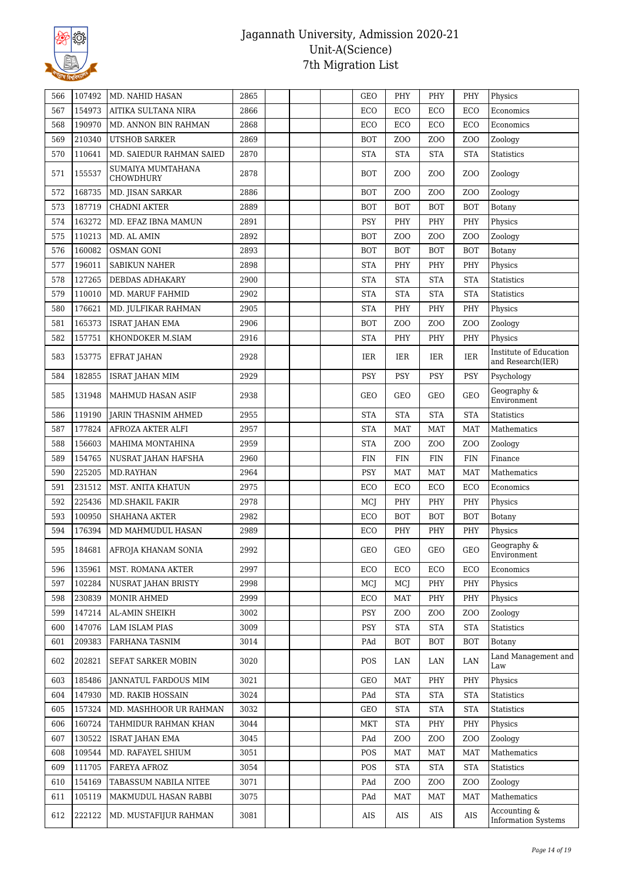# Jagannath University, Admission 2020-21
## Unit-A(Science)
## 7th Migration List

| 566 | 107492 | MD. NAHID HASAN | 2865 | | | | GEO | PHY | PHY | PHY | Physics |
|---|---|---|---|---|---|---|---|---|---|---|---|
| 567 | 154973 | AITIKA SULTANA NIRA | 2866 | | | | ECO | ECO | ECO | ECO | Economics |
| 568 | 190970 | MD. ANNON BIN RAHMAN | 2868 | | | | ECO | ECO | ECO | ECO | Economics |
| 569 | 210340 | UTSHOB SARKER | 2869 | | | | BOT | ZOO | ZOO | ZOO | Zoology |
| 570 | 110641 | MD. SAIEDUR RAHMAN SAIED | 2870 | | | | STA | STA | STA | STA | Statistics |
| 571 | 155537 | SUMAIYA MUMTAHANA CHOWDHURY | 2878 | | | | BOT | ZOO | ZOO | ZOO | Zoology |
| 572 | 168735 | MD. JISAN SARKAR | 2886 | | | | BOT | ZOO | ZOO | ZOO | Zoology |
| 573 | 187719 | CHADNI AKTER | 2889 | | | | BOT | BOT | BOT | BOT | Botany |
| 574 | 163272 | MD. EFAZ IBNA MAMUN | 2891 | | | | PSY | PHY | PHY | PHY | Physics |
| 575 | 110213 | MD. AL AMIN | 2892 | | | | BOT | ZOO | ZOO | ZOO | Zoology |
| 576 | 160082 | OSMAN GONI | 2893 | | | | BOT | BOT | BOT | BOT | Botany |
| 577 | 196011 | SABIKUN NAHER | 2898 | | | | STA | PHY | PHY | PHY | Physics |
| 578 | 127265 | DEBDAS ADHAKARY | 2900 | | | | STA | STA | STA | STA | Statistics |
| 579 | 110010 | MD. MARUF FAHMID | 2902 | | | | STA | STA | STA | STA | Statistics |
| 580 | 176621 | MD. JULFIKAR RAHMAN | 2905 | | | | STA | PHY | PHY | PHY | Physics |
| 581 | 165373 | ISRAT JAHAN EMA | 2906 | | | | BOT | ZOO | ZOO | ZOO | Zoology |
| 582 | 157751 | KHONDOKER M.SIAM | 2916 | | | | STA | PHY | PHY | PHY | Physics |
| 583 | 153775 | EFRAT JAHAN | 2928 | | | | IER | IER | IER | IER | Institute of Education and Research(IER) |
| 584 | 182855 | ISRAT JAHAN MIM | 2929 | | | | PSY | PSY | PSY | PSY | Psychology |
| 585 | 131948 | MAHMUD HASAN ASIF | 2938 | | | | GEO | GEO | GEO | GEO | Geography & Environment |
| 586 | 119190 | JARIN THASNIM AHMED | 2955 | | | | STA | STA | STA | STA | Statistics |
| 587 | 177824 | AFROZA AKTER ALFI | 2957 | | | | STA | MAT | MAT | MAT | Mathematics |
| 588 | 156603 | MAHIMA MONTAHINA | 2959 | | | | STA | ZOO | ZOO | ZOO | Zoology |
| 589 | 154765 | NUSRAT JAHAN HAFSHA | 2960 | | | | FIN | FIN | FIN | FIN | Finance |
| 590 | 225205 | MD.RAYHAN | 2964 | | | | PSY | MAT | MAT | MAT | Mathematics |
| 591 | 231512 | MST. ANITA KHATUN | 2975 | | | | ECO | ECO | ECO | ECO | Economics |
| 592 | 225436 | MD.SHAKIL FAKIR | 2978 | | | | MCJ | PHY | PHY | PHY | Physics |
| 593 | 100950 | SHAHANA AKTER | 2982 | | | | ECO | BOT | BOT | BOT | Botany |
| 594 | 176394 | MD MAHMUDUL HASAN | 2989 | | | | ECO | PHY | PHY | PHY | Physics |
| 595 | 184681 | AFROJA KHANAM SONIA | 2992 | | | | GEO | GEO | GEO | GEO | Geography & Environment |
| 596 | 135961 | MST. ROMANA AKTER | 2997 | | | | ECO | ECO | ECO | ECO | Economics |
| 597 | 102284 | NUSRAT JAHAN BRISTY | 2998 | | | | MCJ | MCJ | PHY | PHY | Physics |
| 598 | 230839 | MONIR AHMED | 2999 | | | | ECO | MAT | PHY | PHY | Physics |
| 599 | 147214 | AL-AMIN SHEIKH | 3002 | | | | PSY | ZOO | ZOO | ZOO | Zoology |
| 600 | 147076 | LAM ISLAM PIAS | 3009 | | | | PSY | STA | STA | STA | Statistics |
| 601 | 209383 | FARHANA TASNIM | 3014 | | | | PAd | BOT | BOT | BOT | Botany |
| 602 | 202821 | SEFAT SARKER MOBIN | 3020 | | | | POS | LAN | LAN | LAN | Land Management and Law |
| 603 | 185486 | JANNATUL FARDOUS MIM | 3021 | | | | GEO | MAT | PHY | PHY | Physics |
| 604 | 147930 | MD. RAKIB HOSSAIN | 3024 | | | | PAd | STA | STA | STA | Statistics |
| 605 | 157324 | MD. MASHHOOR UR RAHMAN | 3032 | | | | GEO | STA | STA | STA | Statistics |
| 606 | 160724 | TAHMIDUR RAHMAN KHAN | 3044 | | | | MKT | STA | PHY | PHY | Physics |
| 607 | 130522 | ISRAT JAHAN EMA | 3045 | | | | PAd | ZOO | ZOO | ZOO | Zoology |
| 608 | 109544 | MD. RAFAYEL SHIUM | 3051 | | | | POS | MAT | MAT | MAT | Mathematics |
| 609 | 111705 | FAREYA AFROZ | 3054 | | | | POS | STA | STA | STA | Statistics |
| 610 | 154169 | TABASSUM NABILA NITEE | 3071 | | | | PAd | ZOO | ZOO | ZOO | Zoology |
| 611 | 105119 | MAKMUDUL HASAN RABBI | 3075 | | | | PAd | MAT | MAT | MAT | Mathematics |
| 612 | 222122 | MD. MUSTAFIJUR RAHMAN | 3081 | | | | AIS | AIS | AIS | AIS | Accounting & Information Systems |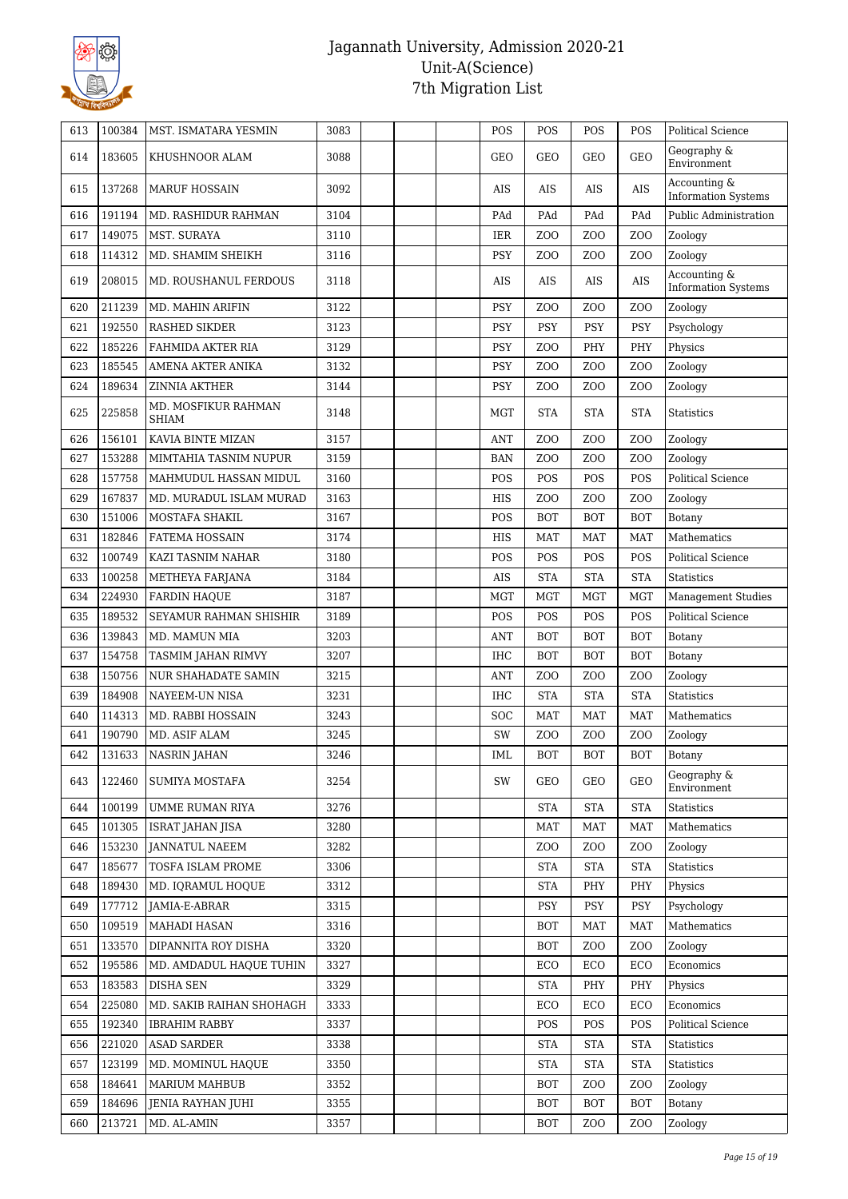# Jagannath University, Admission 2020-21
## Unit-A(Science)
## 7th Migration List

| | | | | | | | | | | | |
|---|---|---|---|---|---|---|---|---|---|---|---|
| 613 | 100384 | MST. ISMATARA YESMIN | 3083 | | | | POS | POS | POS | POS | Political Science |
| 614 | 183605 | KHUSHNOOR ALAM | 3088 | | | | GEO | GEO | GEO | GEO | Geography & Environment |
| 615 | 137268 | MARUF HOSSAIN | 3092 | | | | AIS | AIS | AIS | AIS | Accounting & Information Systems |
| 616 | 191194 | MD. RASHIDUR RAHMAN | 3104 | | | | PAd | PAd | PAd | PAd | Public Administration |
| 617 | 149075 | MST. SURAYA | 3110 | | | | IER | ZOO | ZOO | ZOO | Zoology |
| 618 | 114312 | MD. SHAMIM SHEIKH | 3116 | | | | PSY | ZOO | ZOO | ZOO | Zoology |
| 619 | 208015 | MD. ROUSHANUL FERDOUS | 3118 | | | | AIS | AIS | AIS | AIS | Accounting & Information Systems |
| 620 | 211239 | MD. MAHIN ARIFIN | 3122 | | | | PSY | ZOO | ZOO | ZOO | Zoology |
| 621 | 192550 | RASHED SIKDER | 3123 | | | | PSY | PSY | PSY | PSY | Psychology |
| 622 | 185226 | FAHMIDA AKTER RIA | 3129 | | | | PSY | ZOO | PHY | PHY | Physics |
| 623 | 185545 | AMENA AKTER ANIKA | 3132 | | | | PSY | ZOO | ZOO | ZOO | Zoology |
| 624 | 189634 | ZINNIA AKTHER | 3144 | | | | PSY | ZOO | ZOO | ZOO | Zoology |
| 625 | 225858 | MD. MOSFIKUR RAHMAN SHIAM | 3148 | | | | MGT | STA | STA | STA | Statistics |
| 626 | 156101 | KAVIA BINTE MIZAN | 3157 | | | | ANT | ZOO | ZOO | ZOO | Zoology |
| 627 | 153288 | MIMTAHIA TASNIM NUPUR | 3159 | | | | BAN | ZOO | ZOO | ZOO | Zoology |
| 628 | 157758 | MAHMUDUL HASSAN MIDUL | 3160 | | | | POS | POS | POS | POS | Political Science |
| 629 | 167837 | MD. MURADUL ISLAM MURAD | 3163 | | | | HIS | ZOO | ZOO | ZOO | Zoology |
| 630 | 151006 | MOSTAFA SHAKIL | 3167 | | | | POS | BOT | BOT | BOT | Botany |
| 631 | 182846 | FATEMA HOSSAIN | 3174 | | | | HIS | MAT | MAT | MAT | Mathematics |
| 632 | 100749 | KAZI TASNIM NAHAR | 3180 | | | | POS | POS | POS | POS | Political Science |
| 633 | 100258 | METHEYA FARJANA | 3184 | | | | AIS | STA | STA | STA | Statistics |
| 634 | 224930 | FARDIN HAQUE | 3187 | | | | MGT | MGT | MGT | MGT | Management Studies |
| 635 | 189532 | SEYAMUR RAHMAN SHISHIR | 3189 | | | | POS | POS | POS | POS | Political Science |
| 636 | 139843 | MD. MAMUN MIA | 3203 | | | | ANT | BOT | BOT | BOT | Botany |
| 637 | 154758 | TASMIM JAHAN RIMVY | 3207 | | | | IHC | BOT | BOT | BOT | Botany |
| 638 | 150756 | NUR SHAHADATE SAMIN | 3215 | | | | ANT | ZOO | ZOO | ZOO | Zoology |
| 639 | 184908 | NAYEEM-UN NISA | 3231 | | | | IHC | STA | STA | STA | Statistics |
| 640 | 114313 | MD. RABBI HOSSAIN | 3243 | | | | SOC | MAT | MAT | MAT | Mathematics |
| 641 | 190790 | MD. ASIF ALAM | 3245 | | | | SW | ZOO | ZOO | ZOO | Zoology |
| 642 | 131633 | NASRIN JAHAN | 3246 | | | | IML | BOT | BOT | BOT | Botany |
| 643 | 122460 | SUMIYA MOSTAFA | 3254 | | | | SW | GEO | GEO | GEO | Geography & Environment |
| 644 | 100199 | UMME RUMAN RIYA | 3276 | | | | | STA | STA | STA | Statistics |
| 645 | 101305 | ISRAT JAHAN JISA | 3280 | | | | | MAT | MAT | MAT | Mathematics |
| 646 | 153230 | JANNATUL NAEEM | 3282 | | | | | ZOO | ZOO | ZOO | Zoology |
| 647 | 185677 | TOSFA ISLAM PROME | 3306 | | | | | STA | STA | STA | Statistics |
| 648 | 189430 | MD. IQRAMUL HOQUE | 3312 | | | | | STA | PHY | PHY | Physics |
| 649 | 177712 | JAMIA-E-ABRAR | 3315 | | | | | PSY | PSY | PSY | Psychology |
| 650 | 109519 | MAHADI HASAN | 3316 | | | | | BOT | MAT | MAT | Mathematics |
| 651 | 133570 | DIPANNITA ROY DISHA | 3320 | | | | | BOT | ZOO | ZOO | Zoology |
| 652 | 195586 | MD. AMDADUL HAQUE TUHIN | 3327 | | | | | ECO | ECO | ECO | Economics |
| 653 | 183583 | DISHA SEN | 3329 | | | | | STA | PHY | PHY | Physics |
| 654 | 225080 | MD. SAKIB RAIHAN SHOHAGH | 3333 | | | | | ECO | ECO | ECO | Economics |
| 655 | 192340 | IBRAHIM RABBY | 3337 | | | | | POS | POS | POS | Political Science |
| 656 | 221020 | ASAD SARDER | 3338 | | | | | STA | STA | STA | Statistics |
| 657 | 123199 | MD. MOMINUL HAQUE | 3350 | | | | | STA | STA | STA | Statistics |
| 658 | 184641 | MARIUM MAHBUB | 3352 | | | | | BOT | ZOO | ZOO | Zoology |
| 659 | 184696 | JENIA RAYHAN JUHI | 3355 | | | | | BOT | BOT | BOT | Botany |
| 660 | 213721 | MD. AL-AMIN | 3357 | | | | | BOT | ZOO | ZOO | Zoology |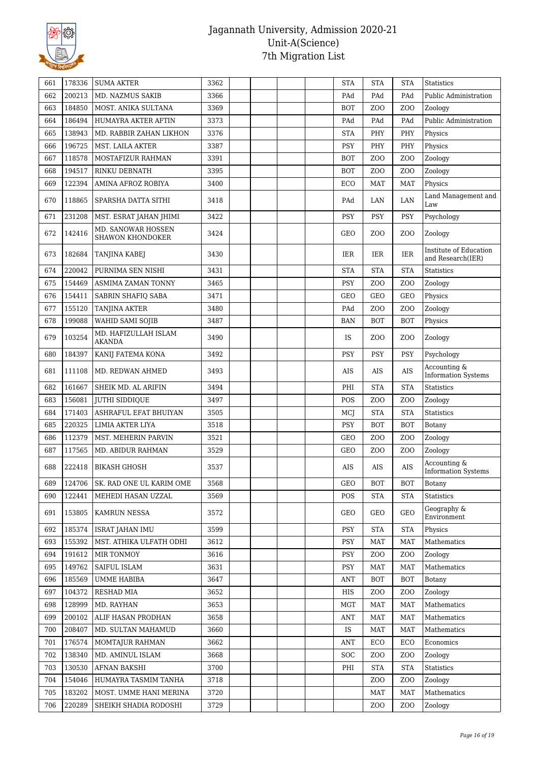# Jagannath University, Admission 2020-21
## Unit-A(Science)
## 7th Migration List

| 661 | 178336 | SUMA AKTER | 3362 | | | | | STA | STA | STA | Statistics |
|---|---|---|---|---|---|---|---|---|---|---|---|
| 662 | 200213 | MD. NAZMUS SAKIB | 3366 | | | | | PAd | PAd | PAd | Public Administration |
| 663 | 184850 | MOST. ANIKA SULTANA | 3369 | | | | | BOT | ZOO | ZOO | Zoology |
| 664 | 186494 | HUMAYRA AKTER AFTIN | 3373 | | | | | PAd | PAd | PAd | Public Administration |
| 665 | 138943 | MD. RABBIR ZAHAN LIKHON | 3376 | | | | | STA | PHY | PHY | Physics |
| 666 | 196725 | MST. LAILA AKTER | 3387 | | | | | PSY | PHY | PHY | Physics |
| 667 | 118578 | MOSTAFIZUR RAHMAN | 3391 | | | | | BOT | ZOO | ZOO | Zoology |
| 668 | 194517 | RINKU DEBNATH | 3395 | | | | | BOT | ZOO | ZOO | Zoology |
| 669 | 122394 | AMINA AFROZ ROBIYA | 3400 | | | | | ECO | MAT | MAT | Physics |
| 670 | 118865 | SPARSHA DATTA SITHI | 3418 | | | | | PAd | LAN | LAN | Land Management and Law |
| 671 | 231208 | MST. ESRAT JAHAN JHIMI | 3422 | | | | | PSY | PSY | PSY | Psychology |
| 672 | 142416 | MD. SANOWAR HOSSEN SHAWON KHONDOKER | 3424 | | | | | GEO | ZOO | ZOO | Zoology |
| 673 | 182684 | TANJINA KABEJ | 3430 | | | | | IER | IER | IER | Institute of Education and Research(IER) |
| 674 | 220042 | PURNIMA SEN NISHI | 3431 | | | | | STA | STA | STA | Statistics |
| 675 | 154469 | ASMIMA ZAMAN TONNY | 3465 | | | | | PSY | ZOO | ZOO | Zoology |
| 676 | 154411 | SABRIN SHAFIQ SABA | 3471 | | | | | GEO | GEO | GEO | Physics |
| 677 | 155120 | TANJINA AKTER | 3480 | | | | | PAd | ZOO | ZOO | Zoology |
| 678 | 199088 | WAHID SAMI SOJIB | 3487 | | | | | BAN | BOT | BOT | Physics |
| 679 | 103254 | MD. HAFIZULLAH ISLAM AKANDA | 3490 | | | | | IS | ZOO | ZOO | Zoology |
| 680 | 184397 | KANIJ FATEMA KONA | 3492 | | | | | PSY | PSY | PSY | Psychology |
| 681 | 111108 | MD. REDWAN AHMED | 3493 | | | | | AIS | AIS | AIS | Accounting & Information Systems |
| 682 | 161667 | SHEIK MD. AL ARIFIN | 3494 | | | | | PHI | STA | STA | Statistics |
| 683 | 156081 | JUTHI SIDDIQUE | 3497 | | | | | POS | ZOO | ZOO | Zoology |
| 684 | 171403 | ASHRAFUL EFAT BHUIYAN | 3505 | | | | | MCJ | STA | STA | Statistics |
| 685 | 220325 | LIMIA AKTER LIYA | 3518 | | | | | PSY | BOT | BOT | Botany |
| 686 | 112379 | MST. MEHERIN PARVIN | 3521 | | | | | GEO | ZOO | ZOO | Zoology |
| 687 | 117565 | MD. ABIDUR RAHMAN | 3529 | | | | | GEO | ZOO | ZOO | Zoology |
| 688 | 222418 | BIKASH GHOSH | 3537 | | | | | AIS | AIS | AIS | Accounting & Information Systems |
| 689 | 124706 | SK. RAD ONE UL KARIM OME | 3568 | | | | | GEO | BOT | BOT | Botany |
| 690 | 122441 | MEHEDI HASAN UZZAL | 3569 | | | | | POS | STA | STA | Statistics |
| 691 | 153805 | KAMRUN NESSA | 3572 | | | | | GEO | GEO | GEO | Geography & Environment |
| 692 | 185374 | ISRAT JAHAN IMU | 3599 | | | | | PSY | STA | STA | Physics |
| 693 | 155392 | MST. ATHIKA ULFATH ODHI | 3612 | | | | | PSY | MAT | MAT | Mathematics |
| 694 | 191612 | MIR TONMOY | 3616 | | | | | PSY | ZOO | ZOO | Zoology |
| 695 | 149762 | SAIFUL ISLAM | 3631 | | | | | PSY | MAT | MAT | Mathematics |
| 696 | 185569 | UMME HABIBA | 3647 | | | | | ANT | BOT | BOT | Botany |
| 697 | 104372 | RESHAD MIA | 3652 | | | | | HIS | ZOO | ZOO | Zoology |
| 698 | 128999 | MD. RAYHAN | 3653 | | | | | MGT | MAT | MAT | Mathematics |
| 699 | 200102 | ALIF HASAN PRODHAN | 3658 | | | | | ANT | MAT | MAT | Mathematics |
| 700 | 208407 | MD. SULTAN MAHAMUD | 3660 | | | | | IS | MAT | MAT | Mathematics |
| 701 | 176574 | MOMTAJUR RAHMAN | 3662 | | | | | ANT | ECO | ECO | Economics |
| 702 | 138340 | MD. AMINUL ISLAM | 3668 | | | | | SOC | ZOO | ZOO | Zoology |
| 703 | 130530 | AFNAN BAKSHI | 3700 | | | | | PHI | STA | STA | Statistics |
| 704 | 154046 | HUMAYRA TASMIM TANHA | 3718 | | | | | | ZOO | ZOO | Zoology |
| 705 | 183202 | MOST. UMME HANI MERINA | 3720 | | | | | | MAT | MAT | Mathematics |
| 706 | 220289 | SHEIKH SHADIA RODOSHI | 3729 | | | | | | ZOO | ZOO | Zoology |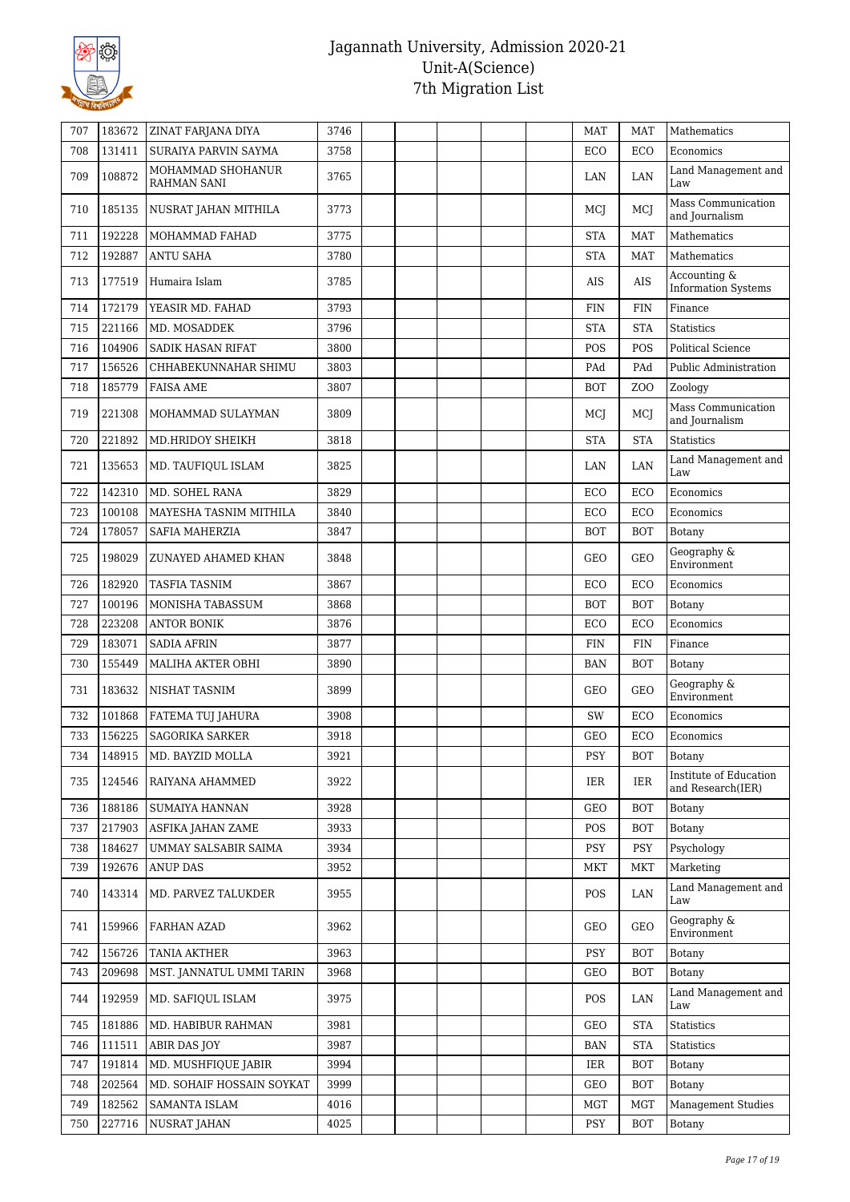# Jagannath University, Admission 2020-21
## Unit-A(Science)
## 7th Migration List

| | | | | | | | | | | |
|---|---|---|---|---|---|---|---|---|---|---|
| 707 | 183672 | ZINAT FARJANA DIYA | 3746 | | | | | MAT | MAT | Mathematics |
| 708 | 131411 | SURAIYA PARVIN SAYMA | 3758 | | | | | ECO | ECO | Economics |
| 709 | 108872 | MOHAMMAD SHOHANUR RAHMAN SANI | 3765 | | | | | LAN | LAN | Land Management and Law |
| 710 | 185135 | NUSRAT JAHAN MITHILA | 3773 | | | | | MCJ | MCJ | Mass Communication and Journalism |
| 711 | 192228 | MOHAMMAD FAHAD | 3775 | | | | | STA | MAT | Mathematics |
| 712 | 192887 | ANTU SAHA | 3780 | | | | | STA | MAT | Mathematics |
| 713 | 177519 | Humaira Islam | 3785 | | | | | AIS | AIS | Accounting & Information Systems |
| 714 | 172179 | YEASIR MD. FAHAD | 3793 | | | | | FIN | FIN | Finance |
| 715 | 221166 | MD. MOSADDEK | 3796 | | | | | STA | STA | Statistics |
| 716 | 104906 | SADIK HASAN RIFAT | 3800 | | | | | POS | POS | Political Science |
| 717 | 156526 | CHHABEKUNNAHAR SHIMU | 3803 | | | | | PAd | PAd | Public Administration |
| 718 | 185779 | FAISA AME | 3807 | | | | | BOT | ZOO | Zoology |
| 719 | 221308 | MOHAMMAD SULAYMAN | 3809 | | | | | MCJ | MCJ | Mass Communication and Journalism |
| 720 | 221892 | MD.HRIDOY SHEIKH | 3818 | | | | | STA | STA | Statistics |
| 721 | 135653 | MD. TAUFIQUL ISLAM | 3825 | | | | | LAN | LAN | Land Management and Law |
| 722 | 142310 | MD. SOHEL RANA | 3829 | | | | | ECO | ECO | Economics |
| 723 | 100108 | MAYESHA TASNIM MITHILA | 3840 | | | | | ECO | ECO | Economics |
| 724 | 178057 | SAFIA MAHERZIA | 3847 | | | | | BOT | BOT | Botany |
| 725 | 198029 | ZUNAYED AHAMED KHAN | 3848 | | | | | GEO | GEO | Geography & Environment |
| 726 | 182920 | TASFIA TASNIM | 3867 | | | | | ECO | ECO | Economics |
| 727 | 100196 | MONISHA TABASSUM | 3868 | | | | | BOT | BOT | Botany |
| 728 | 223208 | ANTOR BONIK | 3876 | | | | | ECO | ECO | Economics |
| 729 | 183071 | SADIA AFRIN | 3877 | | | | | FIN | FIN | Finance |
| 730 | 155449 | MALIHA AKTER OBHI | 3890 | | | | | BAN | BOT | Botany |
| 731 | 183632 | NISHAT TASNIM | 3899 | | | | | GEO | GEO | Geography & Environment |
| 732 | 101868 | FATEMA TUJ JAHURA | 3908 | | | | | SW | ECO | Economics |
| 733 | 156225 | SAGORIKA SARKER | 3918 | | | | | GEO | ECO | Economics |
| 734 | 148915 | MD. BAYZID MOLLA | 3921 | | | | | PSY | BOT | Botany |
| 735 | 124546 | RAIYANA AHAMMED | 3922 | | | | | IER | IER | Institute of Education and Research(IER) |
| 736 | 188186 | SUMAIYA HANNAN | 3928 | | | | | GEO | BOT | Botany |
| 737 | 217903 | ASFIKA JAHAN ZAME | 3933 | | | | | POS | BOT | Botany |
| 738 | 184627 | UMMAY SALSABIR SAIMA | 3934 | | | | | PSY | PSY | Psychology |
| 739 | 192676 | ANUP DAS | 3952 | | | | | MKT | MKT | Marketing |
| 740 | 143314 | MD. PARVEZ TALUKDER | 3955 | | | | | POS | LAN | Land Management and Law |
| 741 | 159966 | FARHAN AZAD | 3962 | | | | | GEO | GEO | Geography & Environment |
| 742 | 156726 | TANIA AKTHER | 3963 | | | | | PSY | BOT | Botany |
| 743 | 209698 | MST. JANNATUL UMMI TARIN | 3968 | | | | | GEO | BOT | Botany |
| 744 | 192959 | MD. SAFIQUL ISLAM | 3975 | | | | | POS | LAN | Land Management and Law |
| 745 | 181886 | MD. HABIBUR RAHMAN | 3981 | | | | | GEO | STA | Statistics |
| 746 | 111511 | ABIR DAS JOY | 3987 | | | | | BAN | STA | Statistics |
| 747 | 191814 | MD. MUSHFIQUE JABIR | 3994 | | | | | IER | BOT | Botany |
| 748 | 202564 | MD. SOHAIF HOSSAIN SOYKAT | 3999 | | | | | GEO | BOT | Botany |
| 749 | 182562 | SAMANTA ISLAM | 4016 | | | | | MGT | MGT | Management Studies |
| 750 | 227716 | NUSRAT JAHAN | 4025 | | | | | PSY | BOT | Botany |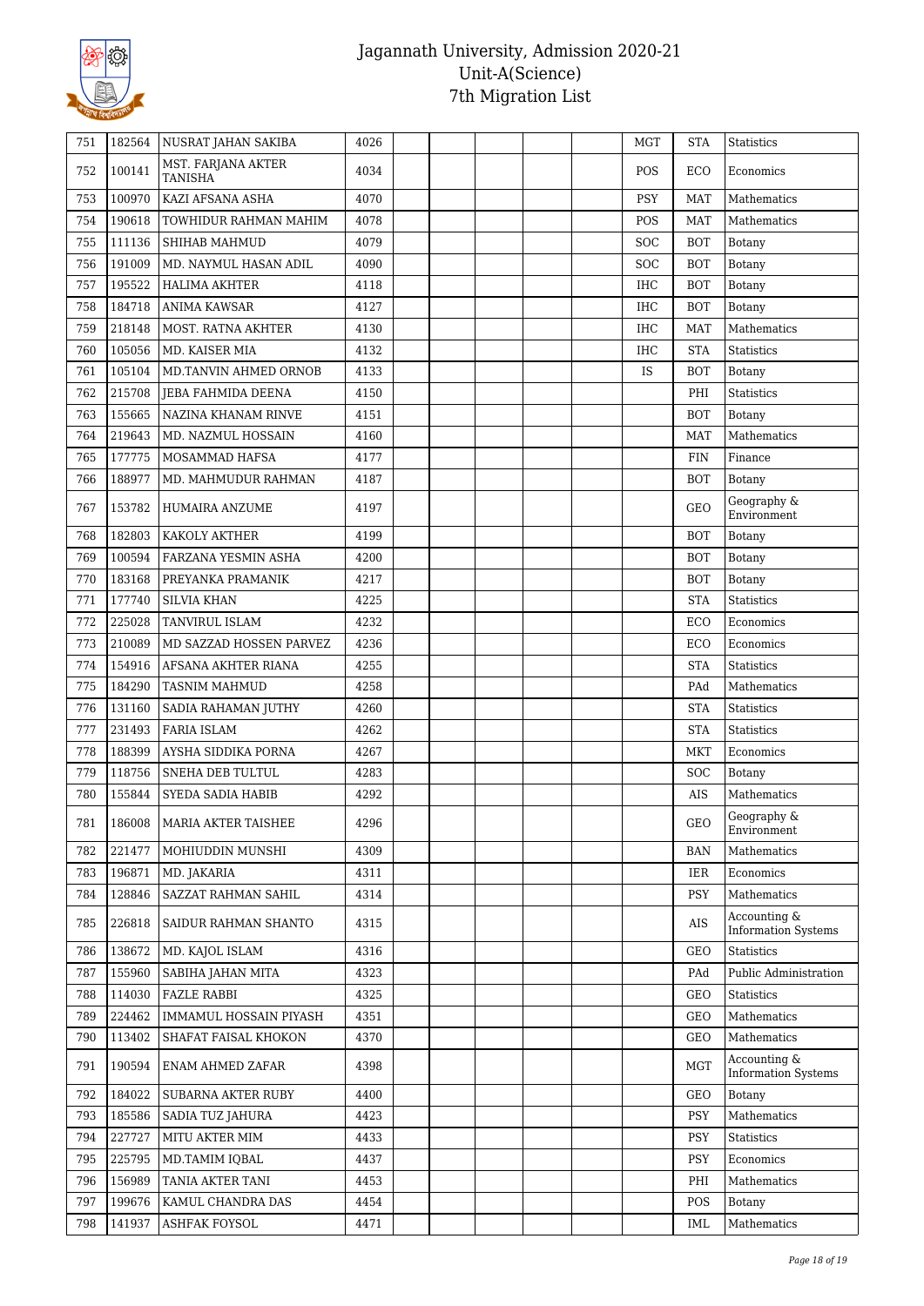| | | | | | | | | | | | |
|---|---|---|---|---|---|---|---|---|---|---|---|
| 751 | 182564 | NUSRAT JAHAN SAKIBA | 4026 | | | | | | MGT | STA | Statistics |
| 752 | 100141 | MST. FARJANA AKTER TANISHA | 4034 | | | | | | POS | ECO | Economics |
| 753 | 100970 | KAZI AFSANA ASHA | 4070 | | | | | | PSY | MAT | Mathematics |
| 754 | 190618 | TOWHIDUR RAHMAN MAHIM | 4078 | | | | | | POS | MAT | Mathematics |
| 755 | 111136 | SHIHAB MAHMUD | 4079 | | | | | | SOC | BOT | Botany |
| 756 | 191009 | MD. NAYMUL HASAN ADIL | 4090 | | | | | | SOC | BOT | Botany |
| 757 | 195522 | HALIMA AKHTER | 4118 | | | | | | IHC | BOT | Botany |
| 758 | 184718 | ANIMA KAWSAR | 4127 | | | | | | IHC | BOT | Botany |
| 759 | 218148 | MOST. RATNA AKHTER | 4130 | | | | | | IHC | MAT | Mathematics |
| 760 | 105056 | MD. KAISER MIA | 4132 | | | | | | IHC | STA | Statistics |
| 761 | 105104 | MD.TANVIN AHMED ORNOB | 4133 | | | | | | IS | BOT | Botany |
| 762 | 215708 | JEBA FAHMIDA DEENA | 4150 | | | | | | | PHI | Statistics |
| 763 | 155665 | NAZINA KHANAM RINVE | 4151 | | | | | | | BOT | Botany |
| 764 | 219643 | MD. NAZMUL HOSSAIN | 4160 | | | | | | | MAT | Mathematics |
| 765 | 177775 | MOSAMMAD HAFSA | 4177 | | | | | | | FIN | Finance |
| 766 | 188977 | MD. MAHMUDUR RAHMAN | 4187 | | | | | | | BOT | Botany |
| 767 | 153782 | HUMAIRA ANZUME | 4197 | | | | | | | GEO | Geography & Environment |
| 768 | 182803 | KAKOLY AKTHER | 4199 | | | | | | | BOT | Botany |
| 769 | 100594 | FARZANA YESMIN ASHA | 4200 | | | | | | | BOT | Botany |
| 770 | 183168 | PREYANKA PRAMANIK | 4217 | | | | | | | BOT | Botany |
| 771 | 177740 | SILVIA KHAN | 4225 | | | | | | | STA | Statistics |
| 772 | 225028 | TANVIRUL ISLAM | 4232 | | | | | | | ECO | Economics |
| 773 | 210089 | MD SAZZAD HOSSEN PARVEZ | 4236 | | | | | | | ECO | Economics |
| 774 | 154916 | AFSANA AKHTER RIANA | 4255 | | | | | | | STA | Statistics |
| 775 | 184290 | TASNIM MAHMUD | 4258 | | | | | | | PAd | Mathematics |
| 776 | 131160 | SADIA RAHAMAN JUTHY | 4260 | | | | | | | STA | Statistics |
| 777 | 231493 | FARIA ISLAM | 4262 | | | | | | | STA | Statistics |
| 778 | 188399 | AYSHA SIDDIKA PORNA | 4267 | | | | | | | MKT | Economics |
| 779 | 118756 | SNEHA DEB TULTUL | 4283 | | | | | | | SOC | Botany |
| 780 | 155844 | SYEDA SADIA HABIB | 4292 | | | | | | | AIS | Mathematics |
| 781 | 186008 | MARIA AKTER TAISHEE | 4296 | | | | | | | GEO | Geography & Environment |
| 782 | 221477 | MOHIUDDIN MUNSHI | 4309 | | | | | | | BAN | Mathematics |
| 783 | 196871 | MD. JAKARIA | 4311 | | | | | | | IER | Economics |
| 784 | 128846 | SAZZAT RAHMAN SAHIL | 4314 | | | | | | | PSY | Mathematics |
| 785 | 226818 | SAIDUR RAHMAN SHANTO | 4315 | | | | | | | AIS | Accounting & Information Systems |
| 786 | 138672 | MD. KAJOL ISLAM | 4316 | | | | | | | GEO | Statistics |
| 787 | 155960 | SABIHA JAHAN MITA | 4323 | | | | | | | PAd | Public Administration |
| 788 | 114030 | FAZLE RABBI | 4325 | | | | | | | GEO | Statistics |
| 789 | 224462 | IMMAMUL HOSSAIN PIYASH | 4351 | | | | | | | GEO | Mathematics |
| 790 | 113402 | SHAFAT FAISAL KHOKON | 4370 | | | | | | | GEO | Mathematics |
| 791 | 190594 | ENAM AHMED ZAFAR | 4398 | | | | | | | MGT | Accounting & Information Systems |
| 792 | 184022 | SUBARNA AKTER RUBY | 4400 | | | | | | | GEO | Botany |
| 793 | 185586 | SADIA TUZ JAHURA | 4423 | | | | | | | PSY | Mathematics |
| 794 | 227727 | MITU AKTER MIM | 4433 | | | | | | | PSY | Statistics |
| 795 | 225795 | MD.TAMIM IQBAL | 4437 | | | | | | | PSY | Economics |
| 796 | 156989 | TANIA AKTER TANI | 4453 | | | | | | | PHI | Mathematics |
| 797 | 199676 | KAMUL CHANDRA DAS | 4454 | | | | | | | POS | Botany |
| 798 | 141937 | ASHFAK FOYSOL | 4471 | | | | | | | IML | Mathematics |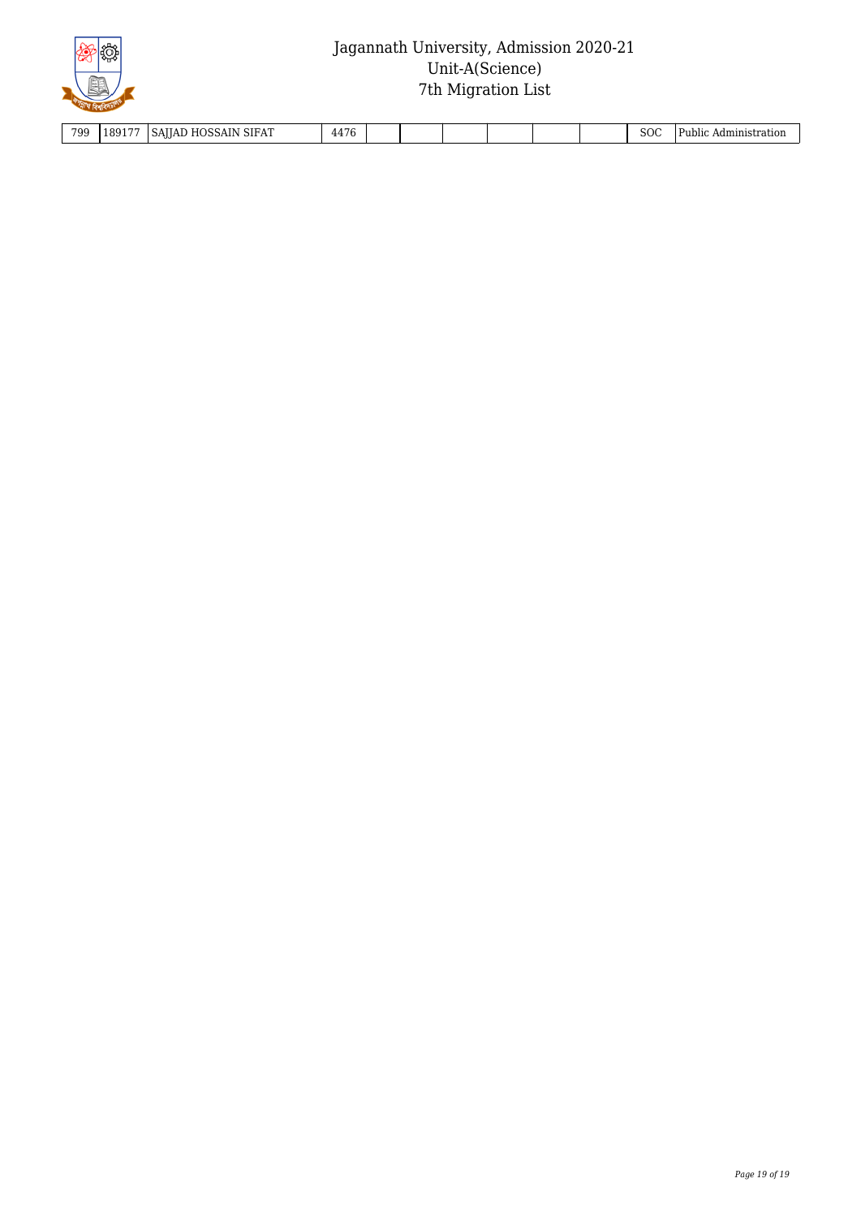| | | | | | | | | | | | |
|---|---|---|---|---|---|---|---|---|---|---|---|
| 799 | 189177 | SAJJAD HOSSAIN SIFAT | 4476 | | | | | | | SOC | Public Administration |